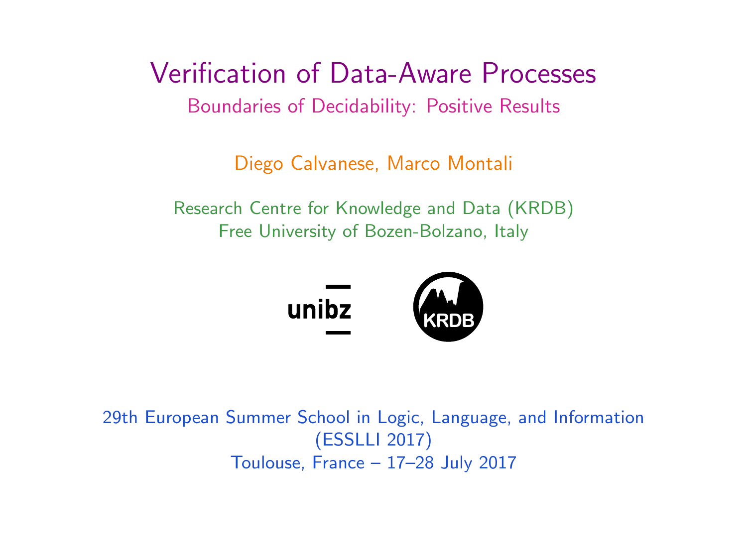# Verification of Data-Aware Processes

## Boundaries of Decidability: Positive Results

Diego Calvanese, Marco Montali

Research Centre for Knowledge and Data (KRDB)
Free University of Bozen-Bolzano, Italy

unibz

KRDB

29th European Summer School in Logic, Language, and Information
(ESSLLI 2017)
Toulouse, France – 17–28 July 2017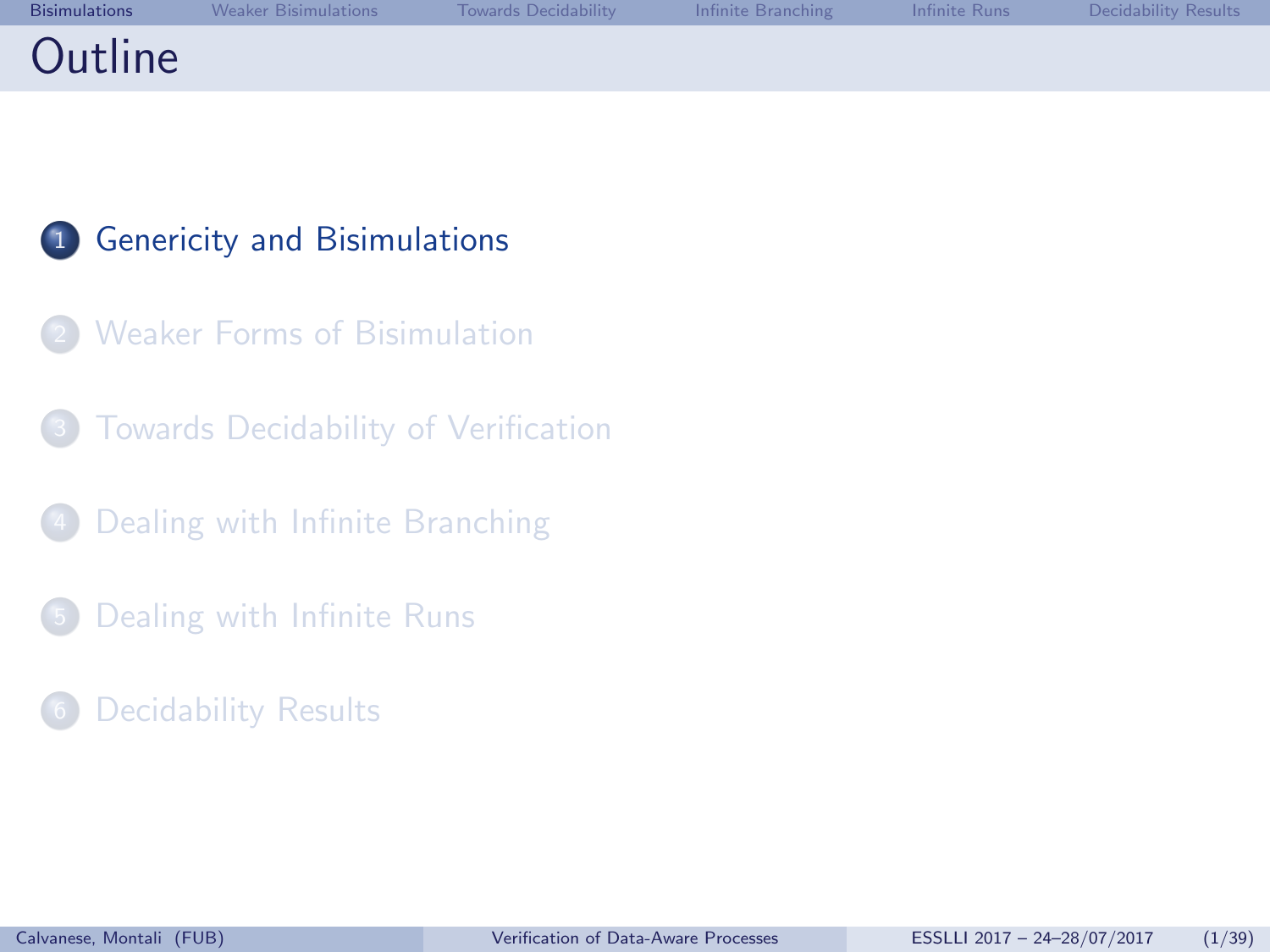# Outline

1. Genericity and Bisimulations
2. Weaker Forms of Bisimulation
3. Towards Decidability of Verification
4. Dealing with Infinite Branching
5. Dealing with Infinite Runs
6. Decidability Results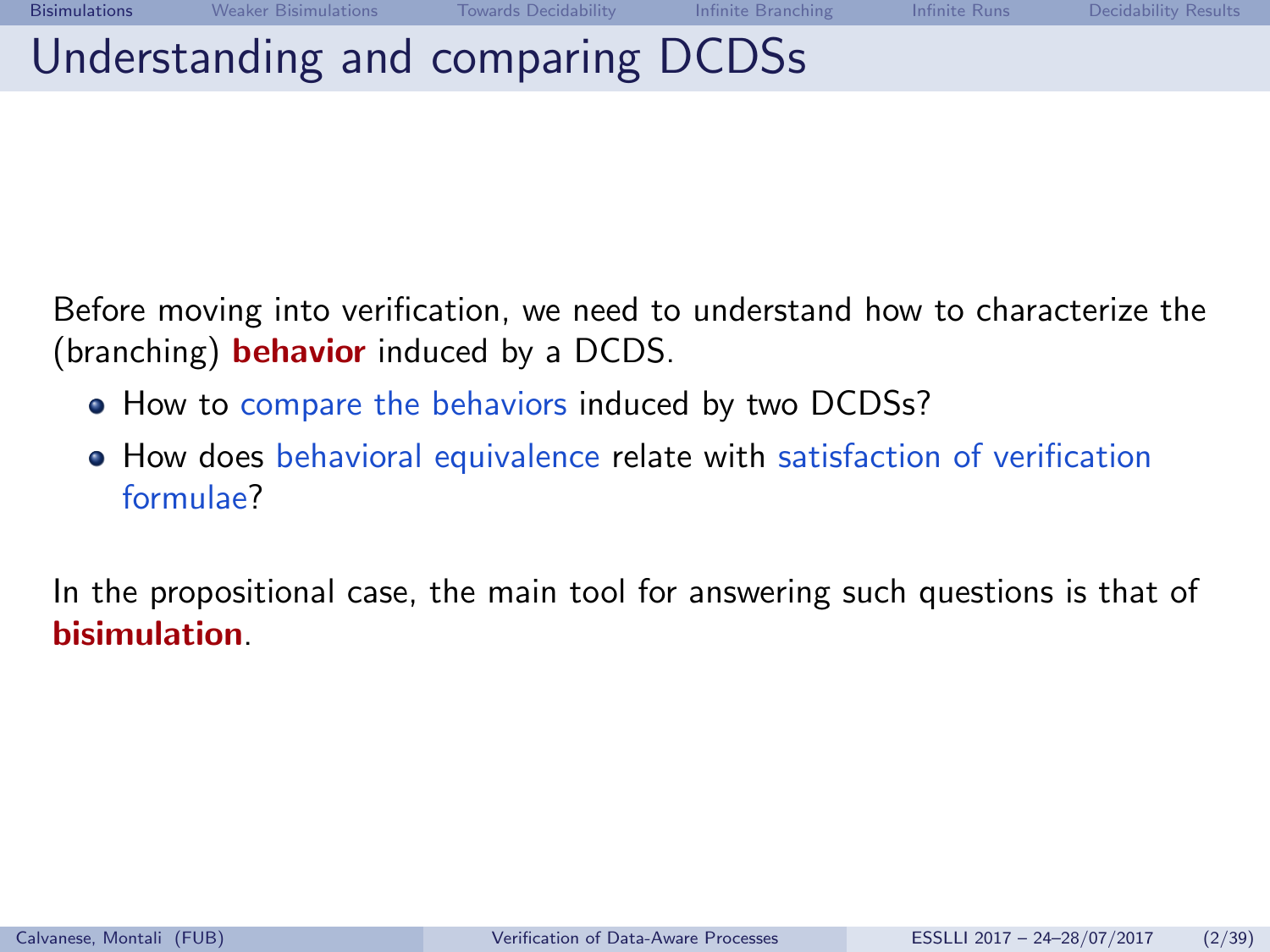# Understanding and comparing DCDSs

Before moving into verification, we need to understand how to characterize the (branching) **behavior** induced by a DCDS.

- How to compare the behaviors induced by two DCDSs?
- How does behavioral equivalence relate with satisfaction of verification formulae?

In the propositional case, the main tool for answering such questions is that of **bisimulation**.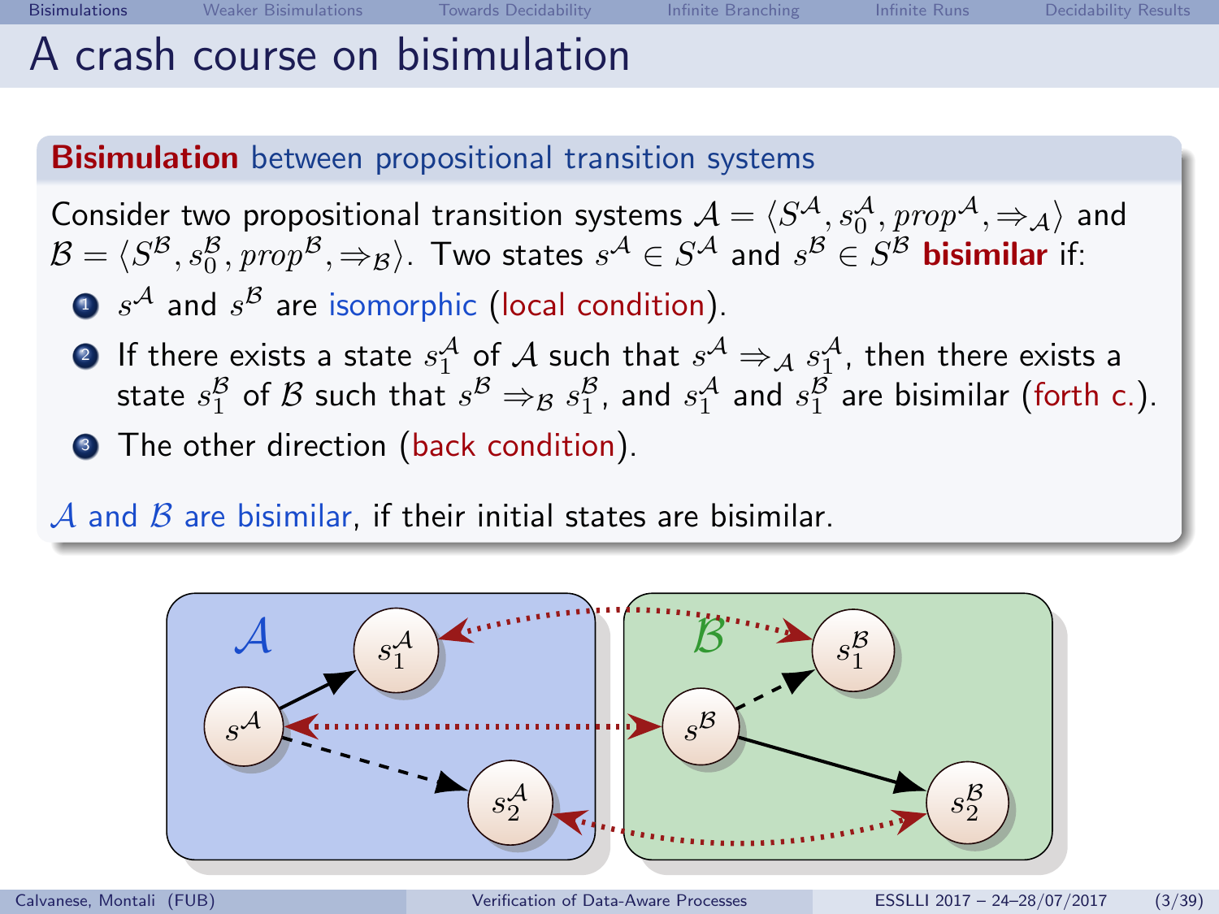# A crash course on bisimulation

**Bisimulation** between propositional transition systems

Consider two propositional transition systems $\mathcal{A} = \langle S^{\mathcal{A}}, s_0^{\mathcal{A}}, prop^{\mathcal{A}}, \Rightarrow_{\mathcal{A}} \rangle$ and $\mathcal{B} = \langle S^{\mathcal{B}}, s_0^{\mathcal{B}}, prop^{\mathcal{B}}, \Rightarrow_{\mathcal{B}} \rangle$. Two states $s^{\mathcal{A}} \in S^{\mathcal{A}}$ and $s^{\mathcal{B}} \in S^{\mathcal{B}}$ **bisimilar** if:

1. $s^{\mathcal{A}}$ and $s^{\mathcal{B}}$ are isomorphic (local condition).
2. If there exists a state $s_1^{\mathcal{A}}$ of $\mathcal{A}$ such that $s^{\mathcal{A}} \Rightarrow_{\mathcal{A}} s_1^{\mathcal{A}}$, then there exists a state $s_1^{\mathcal{B}}$ of $\mathcal{B}$ such that $s^{\mathcal{B}} \Rightarrow_{\mathcal{B}} s_1^{\mathcal{B}}$, and $s_1^{\mathcal{A}}$ and $s_1^{\mathcal{B}}$ are bisimilar (forth c.).
3. The other direction (back condition).

$\mathcal{A}$ and $\mathcal{B}$ are bisimilar, if their initial states are bisimilar.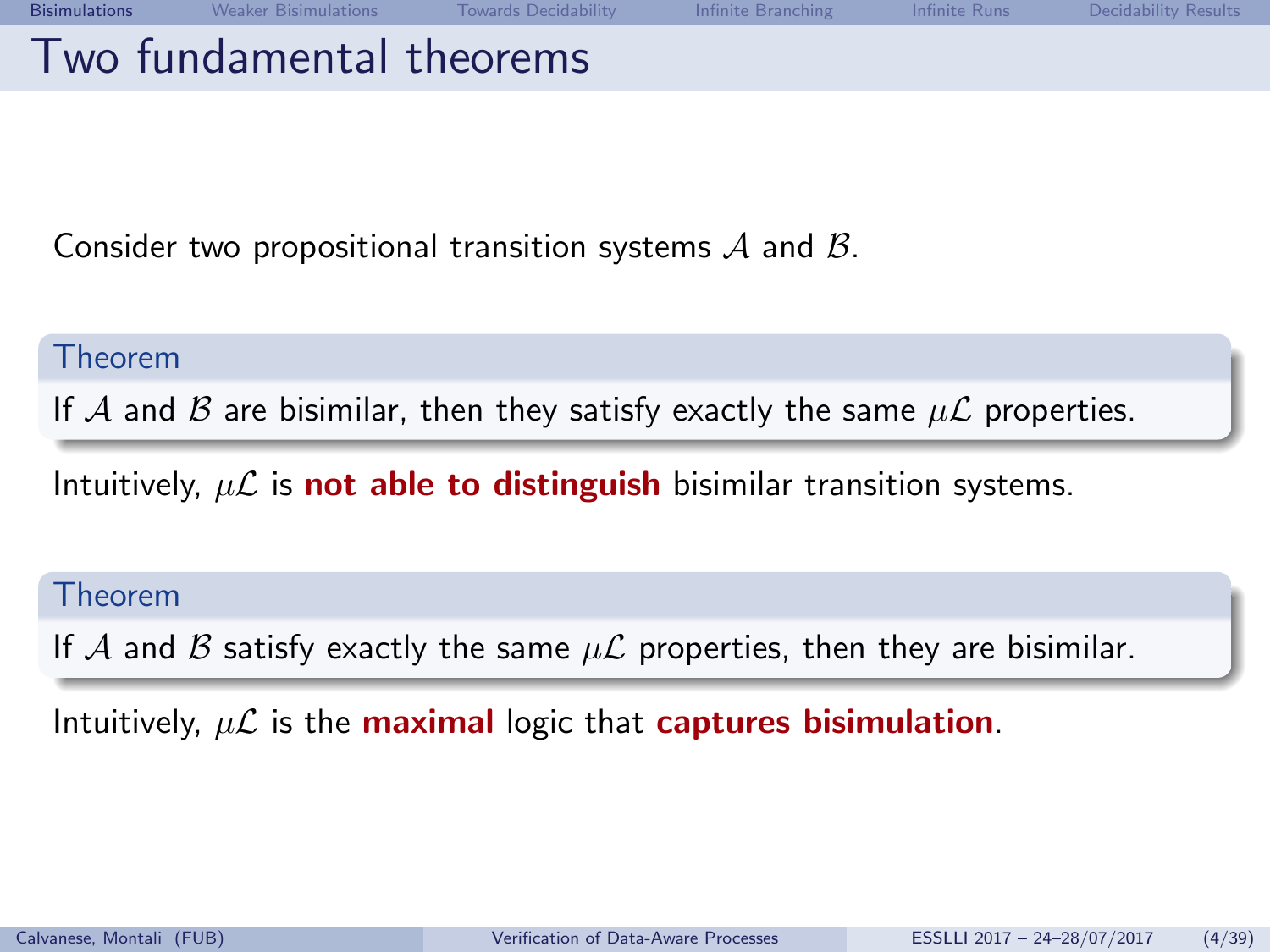# Two fundamental theorems

Consider two propositional transition systems $\mathcal{A}$ and $\mathcal{B}$.

**Theorem**

If $\mathcal{A}$ and $\mathcal{B}$ are bisimilar, then they satisfy exactly the same $\mu\mathcal{L}$ properties.

Intuitively, $\mu\mathcal{L}$ is **not able to distinguish** bisimilar transition systems.

**Theorem**

If $\mathcal{A}$ and $\mathcal{B}$ satisfy exactly the same $\mu\mathcal{L}$ properties, then they are bisimilar.

Intuitively, $\mu\mathcal{L}$ is the **maximal** logic that **captures bisimulation**.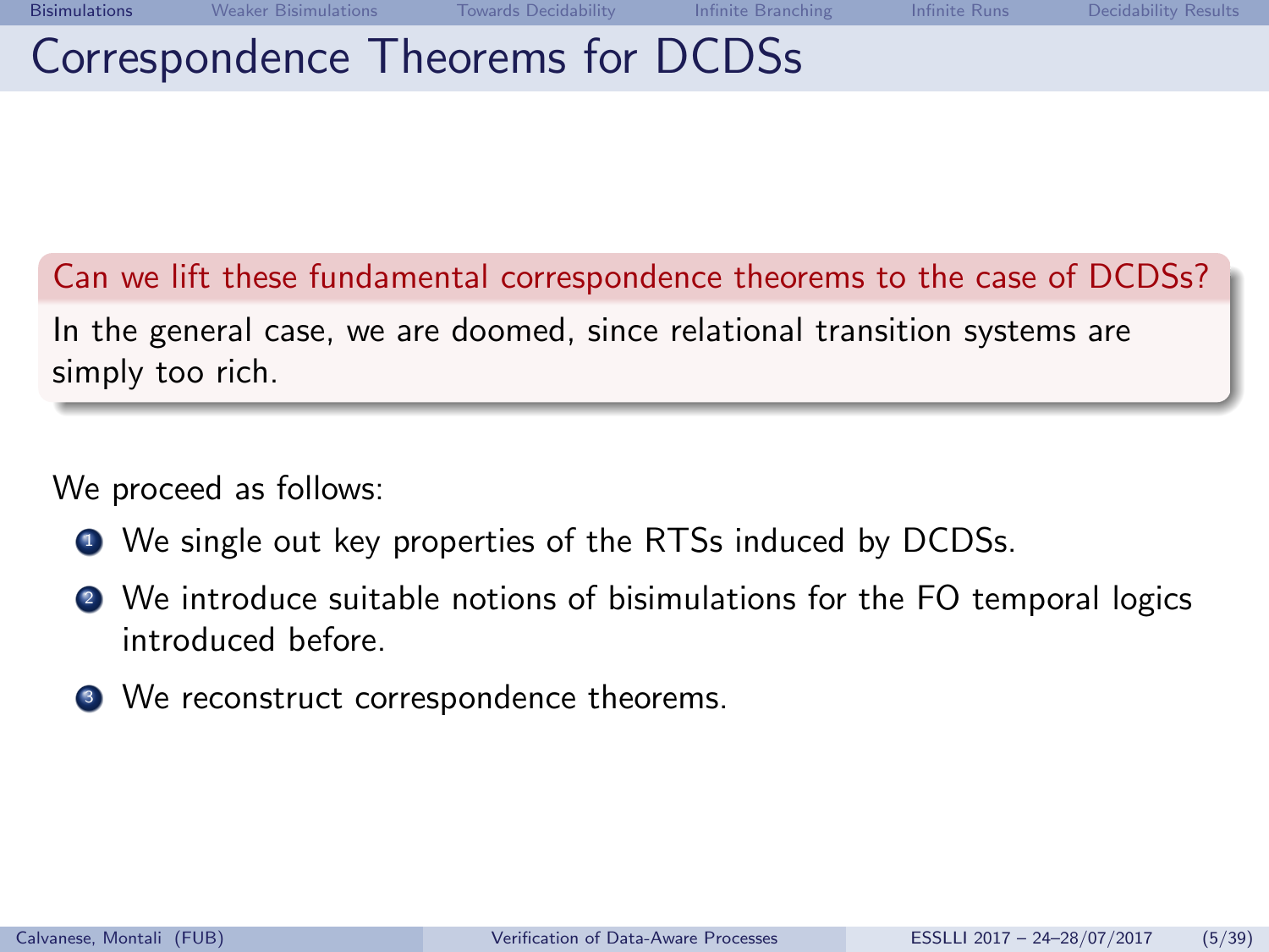# Correspondence Theorems for DCDSs

**Can we lift these fundamental correspondence theorems to the case of DCDSs?**

In the general case, we are doomed, since relational transition systems are simply too rich.

We proceed as follows:

1. We single out key properties of the RTSs induced by DCDSs.
2. We introduce suitable notions of bisimulations for the FO temporal logics introduced before.
3. We reconstruct correspondence theorems.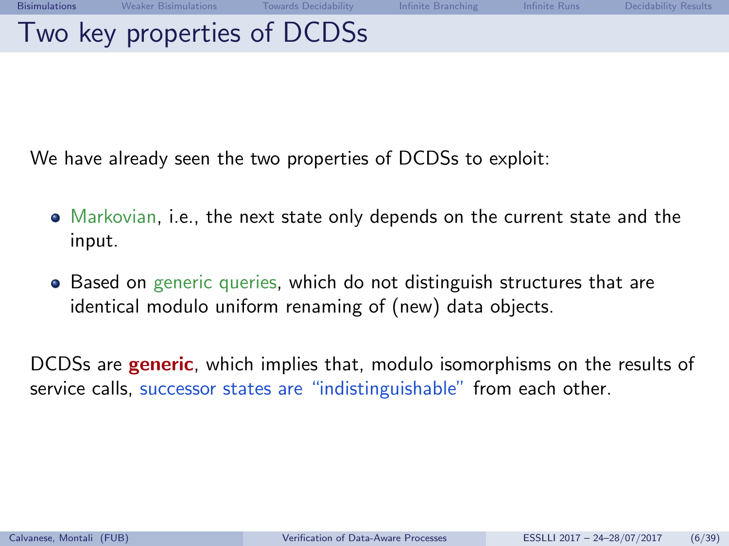# Two key properties of DCDSs

We have already seen the two properties of DCDSs to exploit:

- Markovian, i.e., the next state only depends on the current state and the input.
- Based on generic queries, which do not distinguish structures that are identical modulo uniform renaming of (new) data objects.

DCDSs are **generic**, which implies that, modulo isomorphisms on the results of service calls, successor states are "indistinguishable" from each other.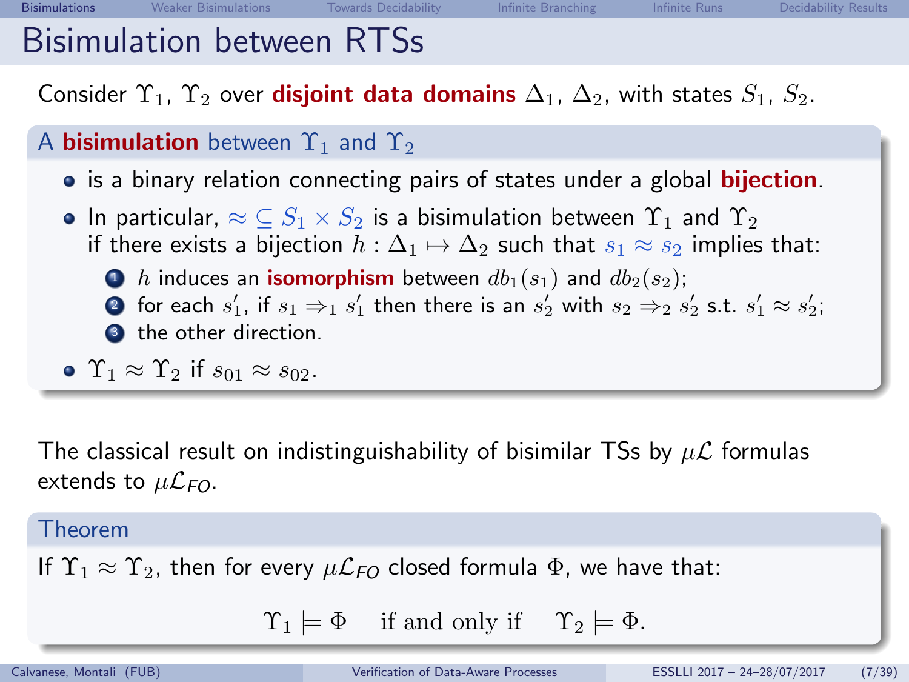# Bisimulation between RTSs

Consider $\Upsilon_1$, $\Upsilon_2$ over **disjoint data domains** $\Delta_1$, $\Delta_2$, with states $S_1$, $S_2$.

### A **bisimulation** between $\Upsilon_1$ and $\Upsilon_2$

- is a binary relation connecting pairs of states under a global **bijection**.
- In particular, $\approx \subseteq S_1 \times S_2$ is a bisimulation between $\Upsilon_1$ and $\Upsilon_2$ if there exists a bijection $h : \Delta_1 \mapsto \Delta_2$ such that $s_1 \approx s_2$ implies that:
  1. $h$ induces an **isomorphism** between $db_1(s_1)$ and $db_2(s_2)$;
  2. for each $s_1'$, if $s_1 \Rightarrow_1 s_1'$ then there is an $s_2'$ with $s_2 \Rightarrow_2 s_2'$ s.t. $s_1' \approx s_2'$;
  3. the other direction.
- $\Upsilon_1 \approx \Upsilon_2$ if $s_{01} \approx s_{02}$.

The classical result on indistinguishability of bisimilar TSs by $\mu\mathcal{L}$ formulas extends to $\mu\mathcal{L}_{FO}$.

### Theorem

If $\Upsilon_1 \approx \Upsilon_2$, then for every $\mu\mathcal{L}_{FO}$ closed formula $\Phi$, we have that:

$$\Upsilon_1 \models \Phi \quad \text{if and only if} \quad \Upsilon_2 \models \Phi.$$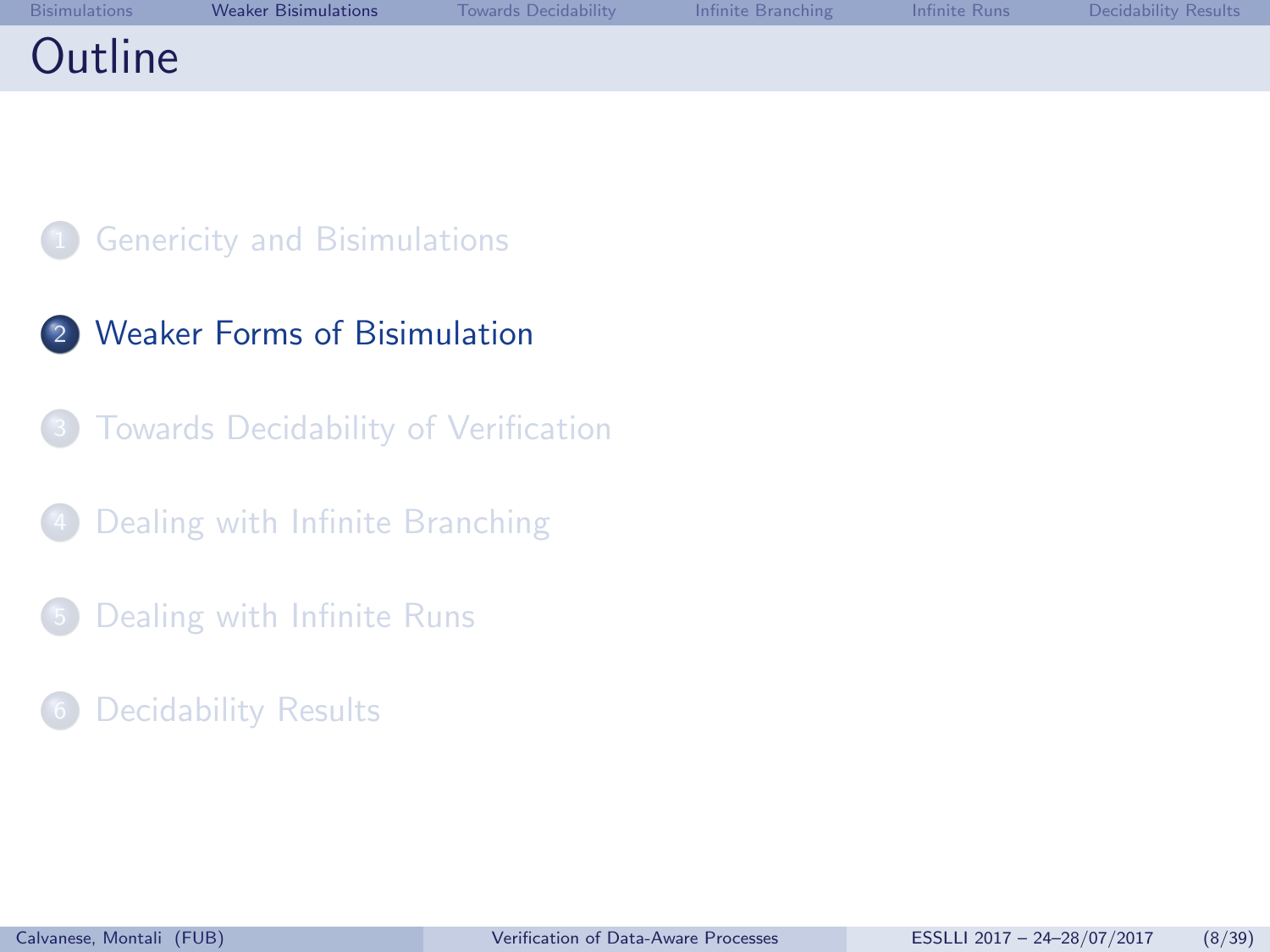# Outline

1. Genericity and Bisimulations
2. Weaker Forms of Bisimulation
3. Towards Decidability of Verification
4. Dealing with Infinite Branching
5. Dealing with Infinite Runs
6. Decidability Results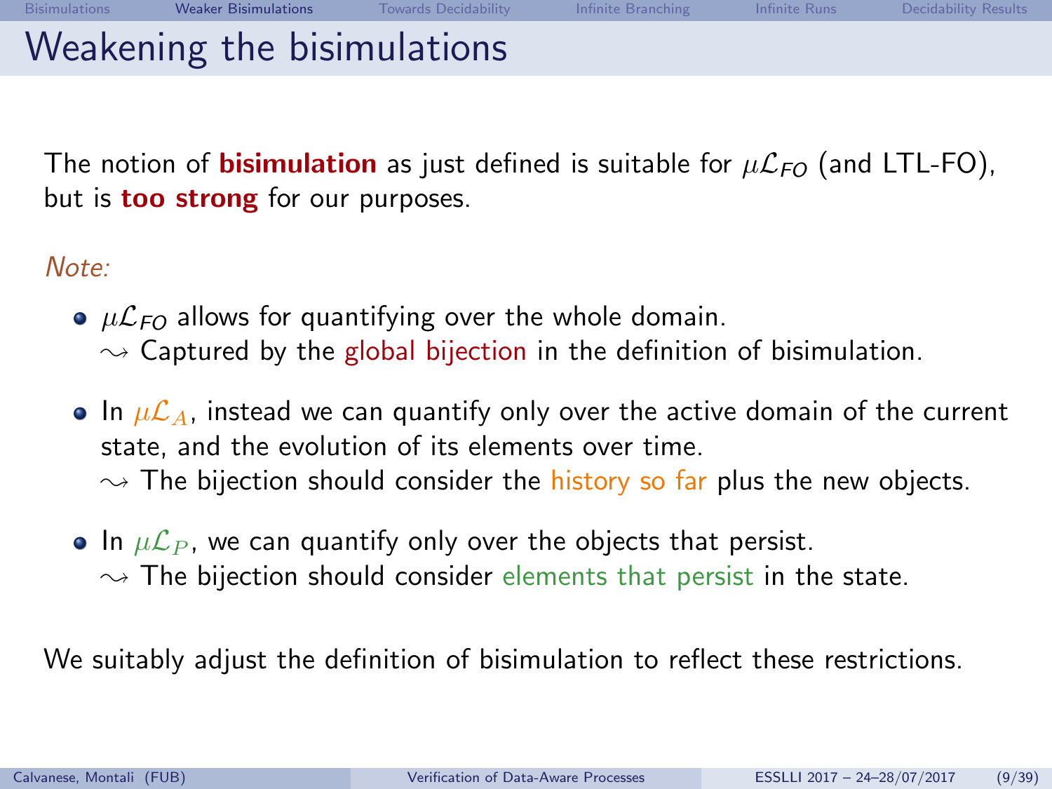# Weakening the bisimulations

The notion of **bisimulation** as just defined is suitable for $\mu\mathcal{L}_{FO}$ (and LTL-FO), but is **too strong** for our purposes.

*Note:*

- $\mu\mathcal{L}_{FO}$ allows for quantifying over the whole domain.
  $\rightsquigarrow$ Captured by the global bijection in the definition of bisimulation.
- In $\mu\mathcal{L}_A$, instead we can quantify only over the active domain of the current state, and the evolution of its elements over time.
  $\rightsquigarrow$ The bijection should consider the history so far plus the new objects.
- In $\mu\mathcal{L}_P$, we can quantify only over the objects that persist.
  $\rightsquigarrow$ The bijection should consider elements that persist in the state.

We suitably adjust the definition of bisimulation to reflect these restrictions.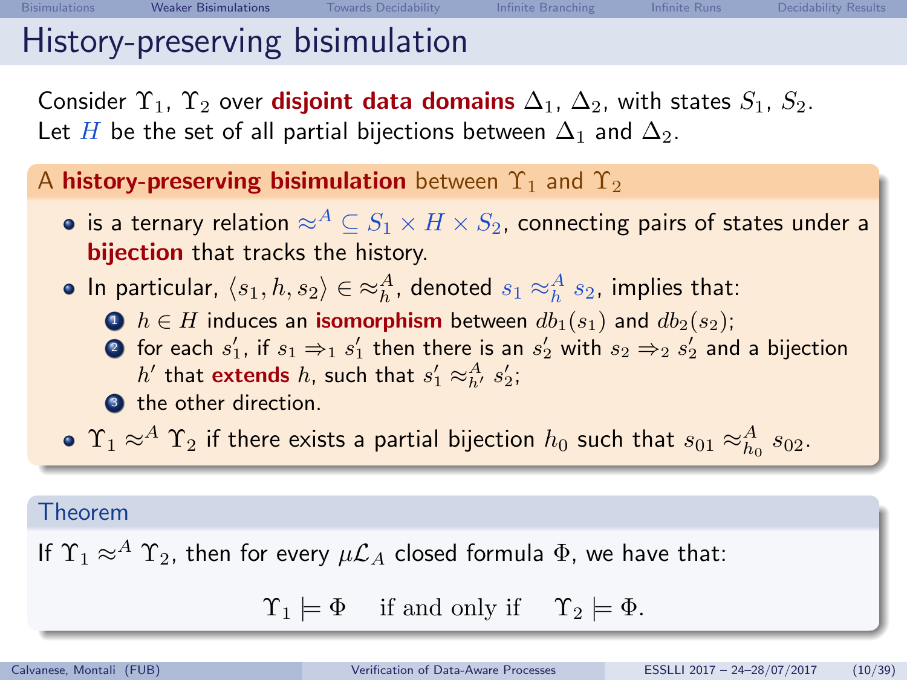# History-preserving bisimulation

Consider $\Upsilon_1$, $\Upsilon_2$ over **disjoint data domains** $\Delta_1$, $\Delta_2$, with states $S_1$, $S_2$.
Let $H$ be the set of all partial bijections between $\Delta_1$ and $\Delta_2$.

**A history-preserving bisimulation between $\Upsilon_1$ and $\Upsilon_2$**

- is a ternary relation $\approx^A \subseteq S_1 \times H \times S_2$, connecting pairs of states under a **bijection** that tracks the history.
- In particular, $\langle s_1, h, s_2 \rangle \in \approx^A_h$, denoted $s_1 \approx^A_h s_2$, implies that:
  1. $h \in H$ induces an **isomorphism** between $db_1(s_1)$ and $db_2(s_2)$;
  2. for each $s'_1$, if $s_1 \Rightarrow_1 s'_1$ then there is an $s'_2$ with $s_2 \Rightarrow_2 s'_2$ and a bijection $h'$ that **extends** $h$, such that $s'_1 \approx^A_{h'} s'_2$;
  3. the other direction.
- $\Upsilon_1 \approx^A \Upsilon_2$ if there exists a partial bijection $h_0$ such that $s_{01} \approx^A_{h_0} s_{02}$.

**Theorem**

If $\Upsilon_1 \approx^A \Upsilon_2$, then for every $\mu\mathcal{L}_A$ closed formula $\Phi$, we have that:

$$\Upsilon_1 \models \Phi \quad \text{if and only if} \quad \Upsilon_2 \models \Phi.$$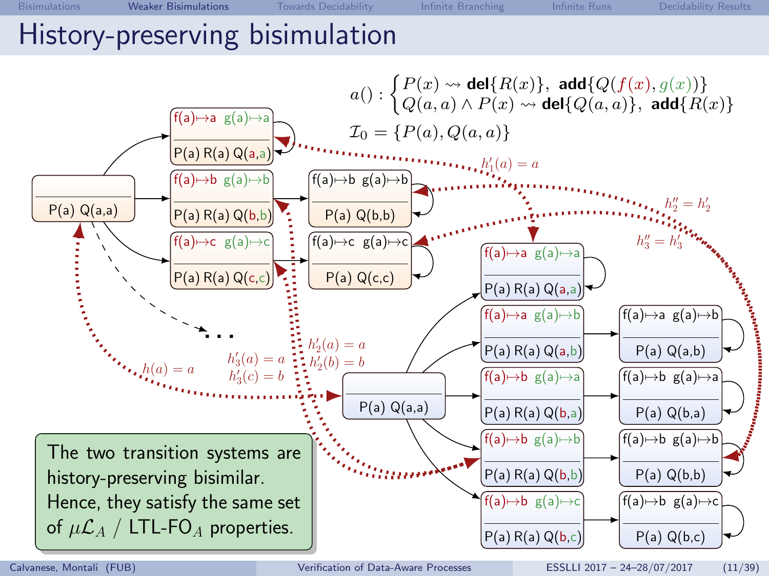# History-preserving bisimulation

$$a() : \begin{cases} P(x) \rightsquigarrow \textbf{del}\{R(x)\},\ \textbf{add}\{Q(f(x), g(x))\} \\ Q(a,a) \wedge P(x) \rightsquigarrow \textbf{del}\{Q(a,a)\},\ \textbf{add}\{R(x)\} \end{cases}$$

$$\mathcal{I}_0 = \{P(a), Q(a,a)\}$$

P(a) Q(a,a)

f(a)↦a g(a)↦a — P(a) R(a) Q(a,a)

f(a)↦b g(a)↦b — P(a) R(a) Q(b,b)

f(a)↦c g(a)↦c — P(a) R(a) Q(c,c)

f(a)↦b g(a)↦b — P(a) Q(b,b)

f(a)↦c g(a)↦c — P(a) Q(c,c)

...

$h(a) = a$

$h'_1(a) = a$

$h'_3(a) = a$, $h'_3(c) = b$

$h'_2(a) = a$, $h'_2(b) = b$

$h''_2 = h'_2$

$h''_3 = h'_3$

P(a) Q(a,a)

f(a)↦a g(a)↦a — P(a) R(a) Q(a,a)

f(a)↦a g(a)↦b — P(a) R(a) Q(a,b)

f(a)↦b g(a)↦a — P(a) R(a) Q(b,a)

f(a)↦b g(a)↦b — P(a) R(a) Q(b,b)

f(a)↦b g(a)↦c — P(a) R(a) Q(b,c)

f(a)↦a g(a)↦b — P(a) Q(a,b)

f(a)↦b g(a)↦a — P(a) Q(b,a)

f(a)↦b g(a)↦b — P(a) Q(b,b)

f(a)↦b g(a)↦c — P(a) Q(b,c)

The two transition systems are history-preserving bisimilar. Hence, they satisfy the same set of $\mu\mathcal{L}_A$ / LTL-FO$_A$ properties.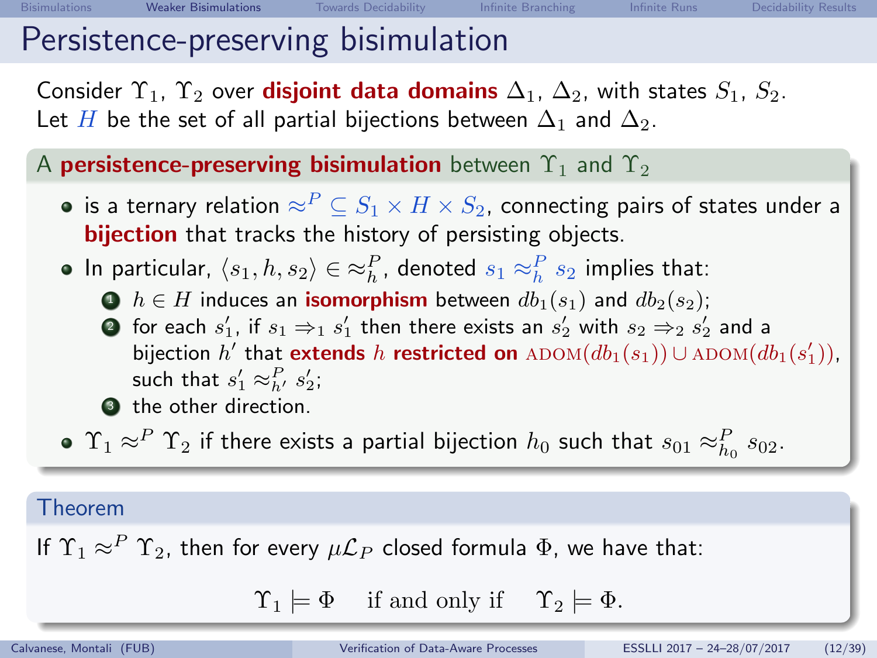# Persistence-preserving bisimulation

Consider $\Upsilon_1$, $\Upsilon_2$ over **disjoint data domains** $\Delta_1$, $\Delta_2$, with states $S_1$, $S_2$.
Let $H$ be the set of all partial bijections between $\Delta_1$ and $\Delta_2$.

## A **persistence-preserving bisimulation** between $\Upsilon_1$ and $\Upsilon_2$

- is a ternary relation $\approx^P \subseteq S_1 \times H \times S_2$, connecting pairs of states under a **bijection** that tracks the history of persisting objects.
- In particular, $\langle s_1, h, s_2 \rangle \in \approx^P_h$, denoted $s_1 \approx^P_h s_2$ implies that:
  1. $h \in H$ induces an **isomorphism** between $db_1(s_1)$ and $db_2(s_2)$;
  2. for each $s_1'$, if $s_1 \Rightarrow_1 s_1'$ then there exists an $s_2'$ with $s_2 \Rightarrow_2 s_2'$ and a bijection $h'$ that **extends $h$ restricted on** $\textsc{adom}(db_1(s_1)) \cup \textsc{adom}(db_1(s_1'))$, such that $s_1' \approx^P_{h'} s_2'$;
  3. the other direction.
- $\Upsilon_1 \approx^P \Upsilon_2$ if there exists a partial bijection $h_0$ such that $s_{01} \approx^P_{h_0} s_{02}$.

## Theorem

If $\Upsilon_1 \approx^P \Upsilon_2$, then for every $\mu\mathcal{L}_P$ closed formula $\Phi$, we have that:

$$\Upsilon_1 \models \Phi \quad \text{if and only if} \quad \Upsilon_2 \models \Phi.$$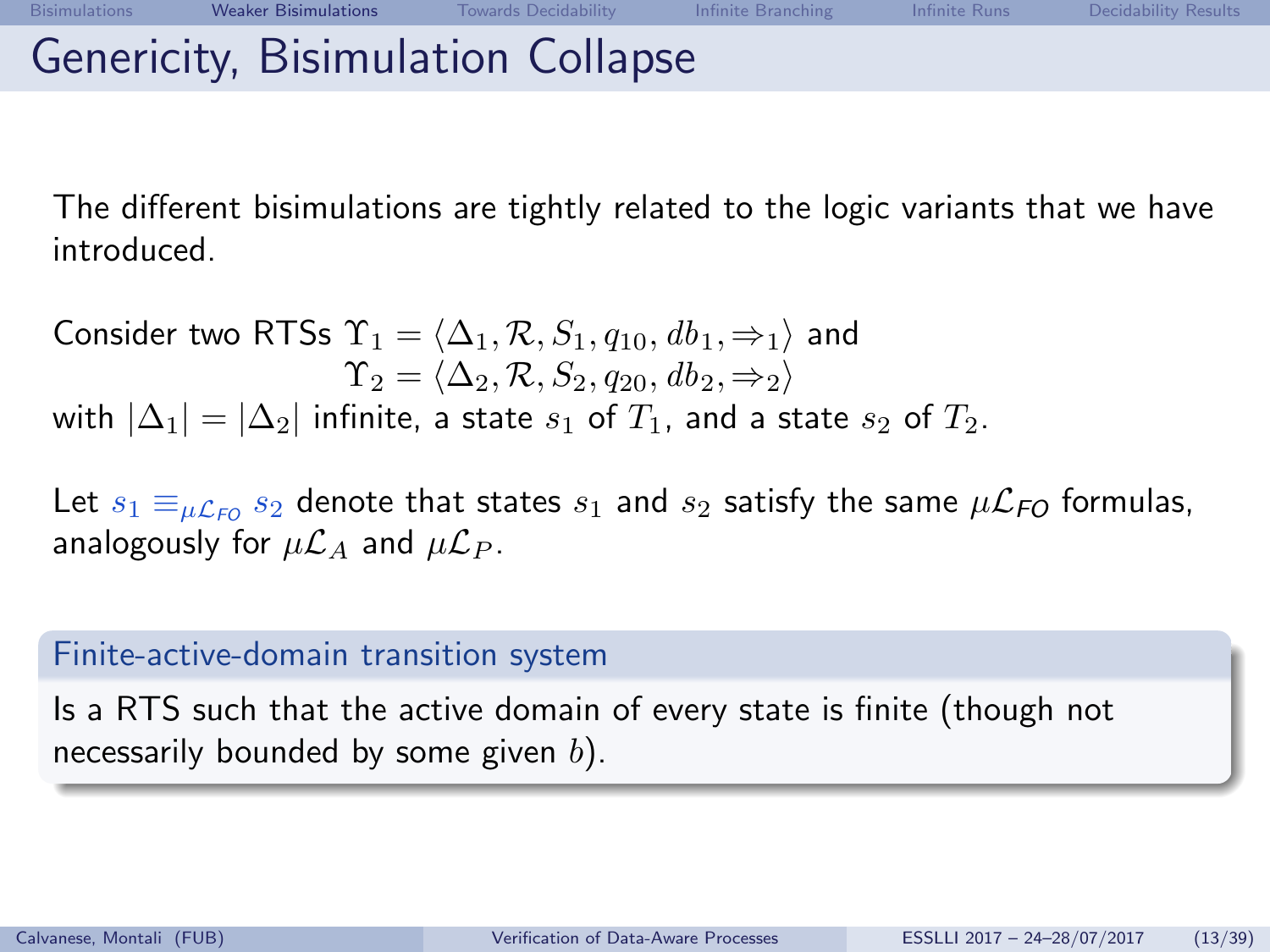# Genericity, Bisimulation Collapse

The different bisimulations are tightly related to the logic variants that we have introduced.

Consider two RTSs $\Upsilon_1 = \langle \Delta_1, \mathcal{R}, S_1, q_{10}, db_1, \Rightarrow_1 \rangle$ and
$\Upsilon_2 = \langle \Delta_2, \mathcal{R}, S_2, q_{20}, db_2, \Rightarrow_2 \rangle$
with $|\Delta_1| = |\Delta_2|$ infinite, a state $s_1$ of $T_1$, and a state $s_2$ of $T_2$.

Let $s_1 \equiv_{\mu\mathcal{L}_{FO}} s_2$ denote that states $s_1$ and $s_2$ satisfy the same $\mu\mathcal{L}_{FO}$ formulas, analogously for $\mu\mathcal{L}_A$ and $\mu\mathcal{L}_P$.

**Finite-active-domain transition system**

Is a RTS such that the active domain of every state is finite (though not necessarily bounded by some given $b$).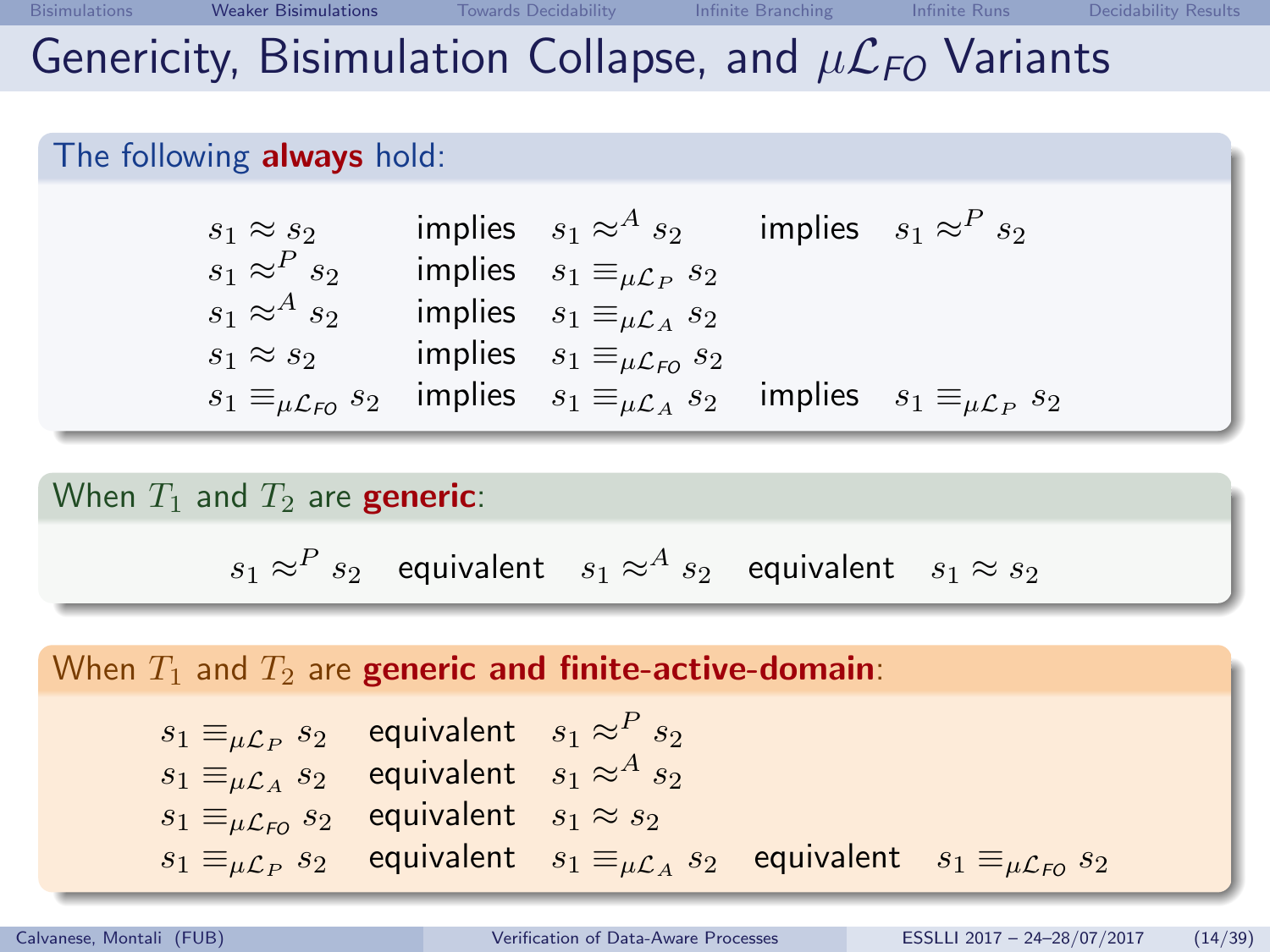# Genericity, Bisimulation Collapse, and $\mu\mathcal{L}_{FO}$ Variants

**The following always hold:**

| | | | | |
|---|---|---|---|---|
| $s_1 \approx s_2$ | implies | $s_1 \approx^A s_2$ | implies | $s_1 \approx^P s_2$ |
| $s_1 \approx^P s_2$ | implies | $s_1 \equiv_{\mu\mathcal{L}_P} s_2$ | | |
| $s_1 \approx^A s_2$ | implies | $s_1 \equiv_{\mu\mathcal{L}_A} s_2$ | | |
| $s_1 \approx s_2$ | implies | $s_1 \equiv_{\mu\mathcal{L}_{FO}} s_2$ | | |
| $s_1 \equiv_{\mu\mathcal{L}_{FO}} s_2$ | implies | $s_1 \equiv_{\mu\mathcal{L}_A} s_2$ | implies | $s_1 \equiv_{\mu\mathcal{L}_P} s_2$ |

**When $T_1$ and $T_2$ are generic:**

$s_1 \approx^P s_2$ equivalent $s_1 \approx^A s_2$ equivalent $s_1 \approx s_2$

**When $T_1$ and $T_2$ are generic and finite-active-domain:**

| | | | | |
|---|---|---|---|---|
| $s_1 \equiv_{\mu\mathcal{L}_P} s_2$ | equivalent | $s_1 \approx^P s_2$ | | |
| $s_1 \equiv_{\mu\mathcal{L}_A} s_2$ | equivalent | $s_1 \approx^A s_2$ | | |
| $s_1 \equiv_{\mu\mathcal{L}_{FO}} s_2$ | equivalent | $s_1 \approx s_2$ | | |
| $s_1 \equiv_{\mu\mathcal{L}_P} s_2$ | equivalent | $s_1 \equiv_{\mu\mathcal{L}_A} s_2$ | equivalent | $s_1 \equiv_{\mu\mathcal{L}_{FO}} s_2$ |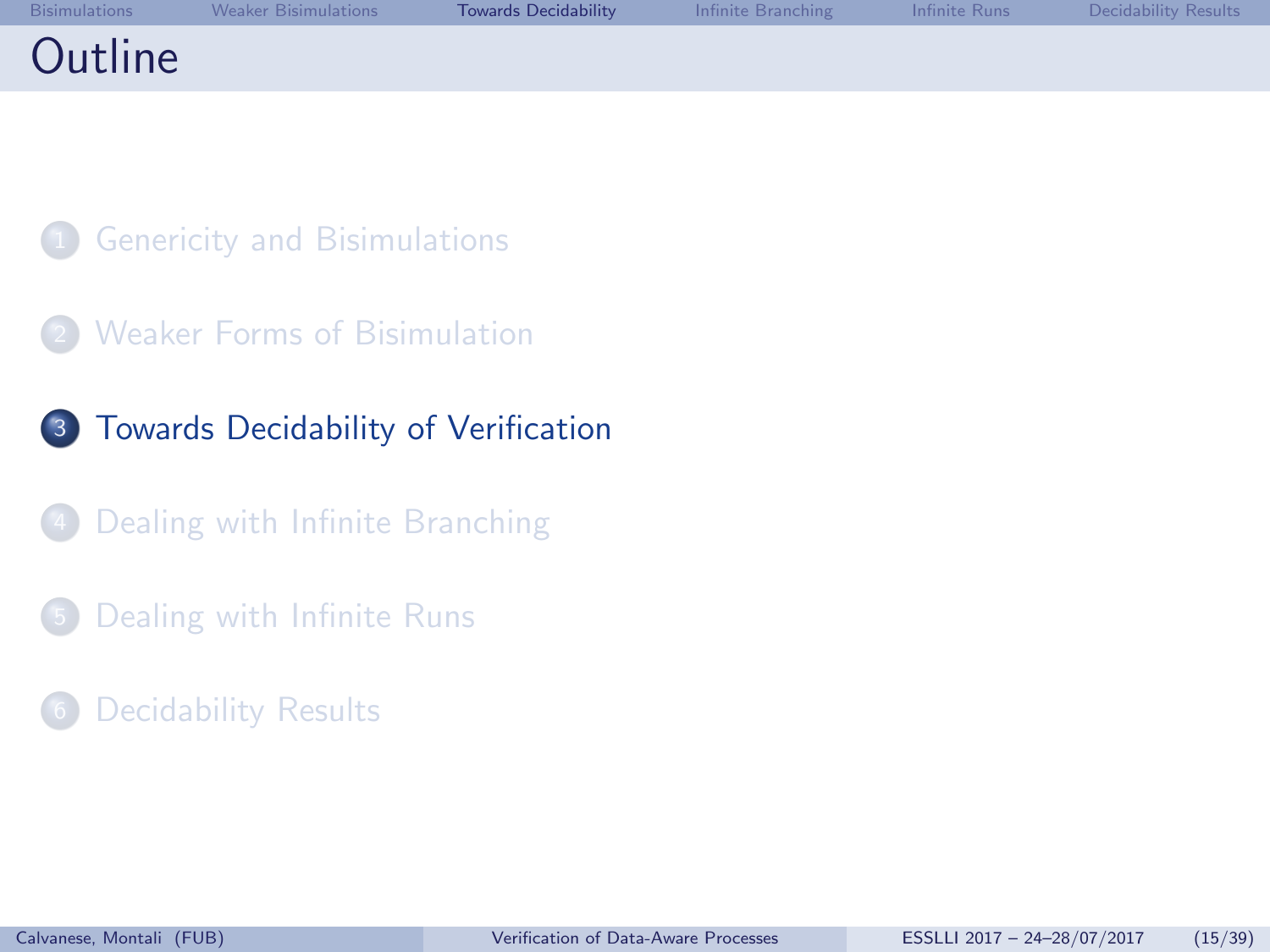# Outline

1. Genericity and Bisimulations
2. Weaker Forms of Bisimulation
3. **Towards Decidability of Verification**
4. Dealing with Infinite Branching
5. Dealing with Infinite Runs
6. Decidability Results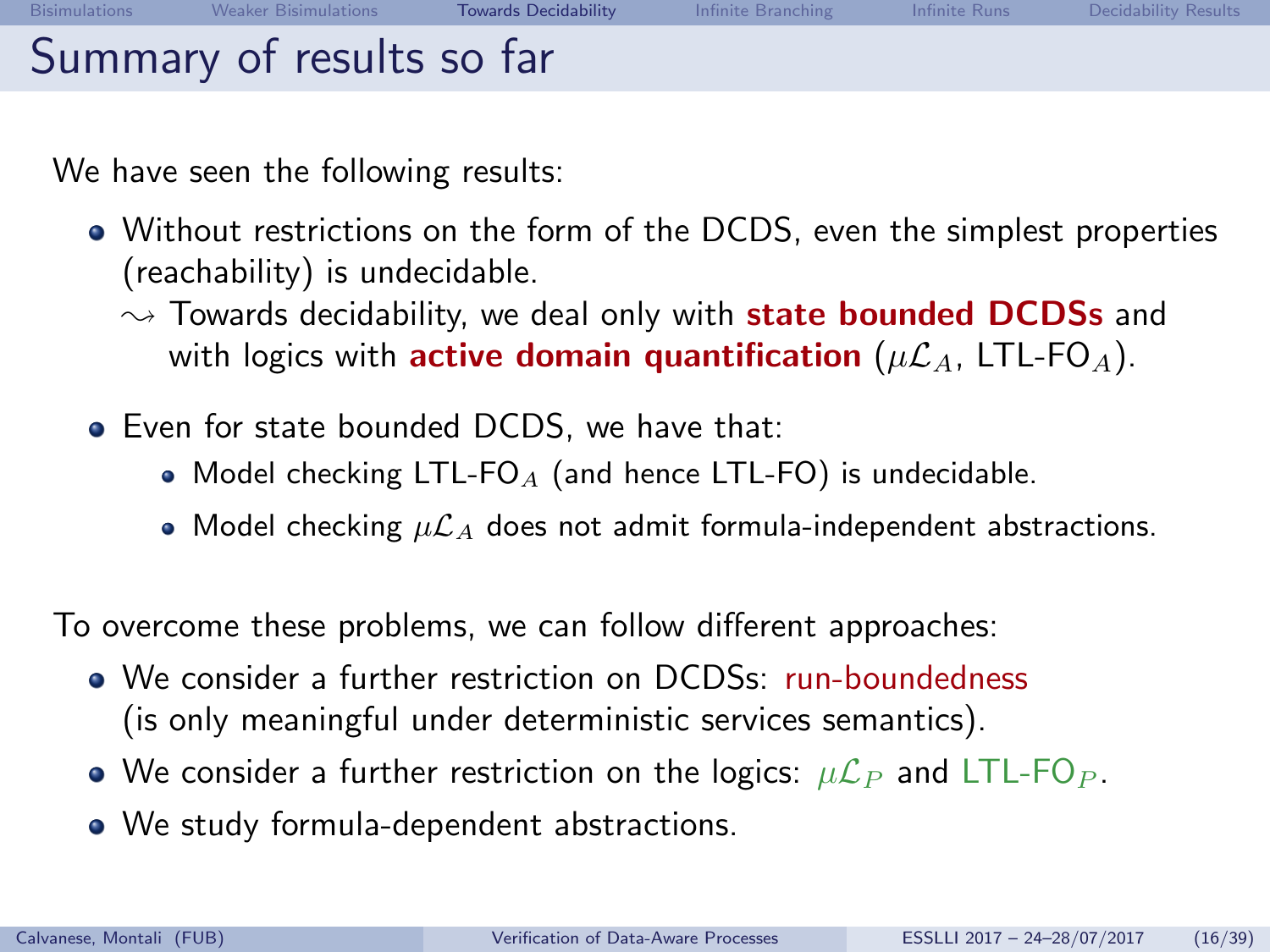# Summary of results so far

We have seen the following results:

- Without restrictions on the form of the DCDS, even the simplest properties (reachability) is undecidable.
  $\rightsquigarrow$ Towards decidability, we deal only with **state bounded DCDSs** and with logics with **active domain quantification** ($\mu\mathcal{L}_A$, LTL-FO$_A$).
- Even for state bounded DCDS, we have that:
  - Model checking LTL-FO$_A$ (and hence LTL-FO) is undecidable.
  - Model checking $\mu\mathcal{L}_A$ does not admit formula-independent abstractions.

To overcome these problems, we can follow different approaches:

- We consider a further restriction on DCDSs: run-boundedness (is only meaningful under deterministic services semantics).
- We consider a further restriction on the logics: $\mu\mathcal{L}_P$ and LTL-FO$_P$.
- We study formula-dependent abstractions.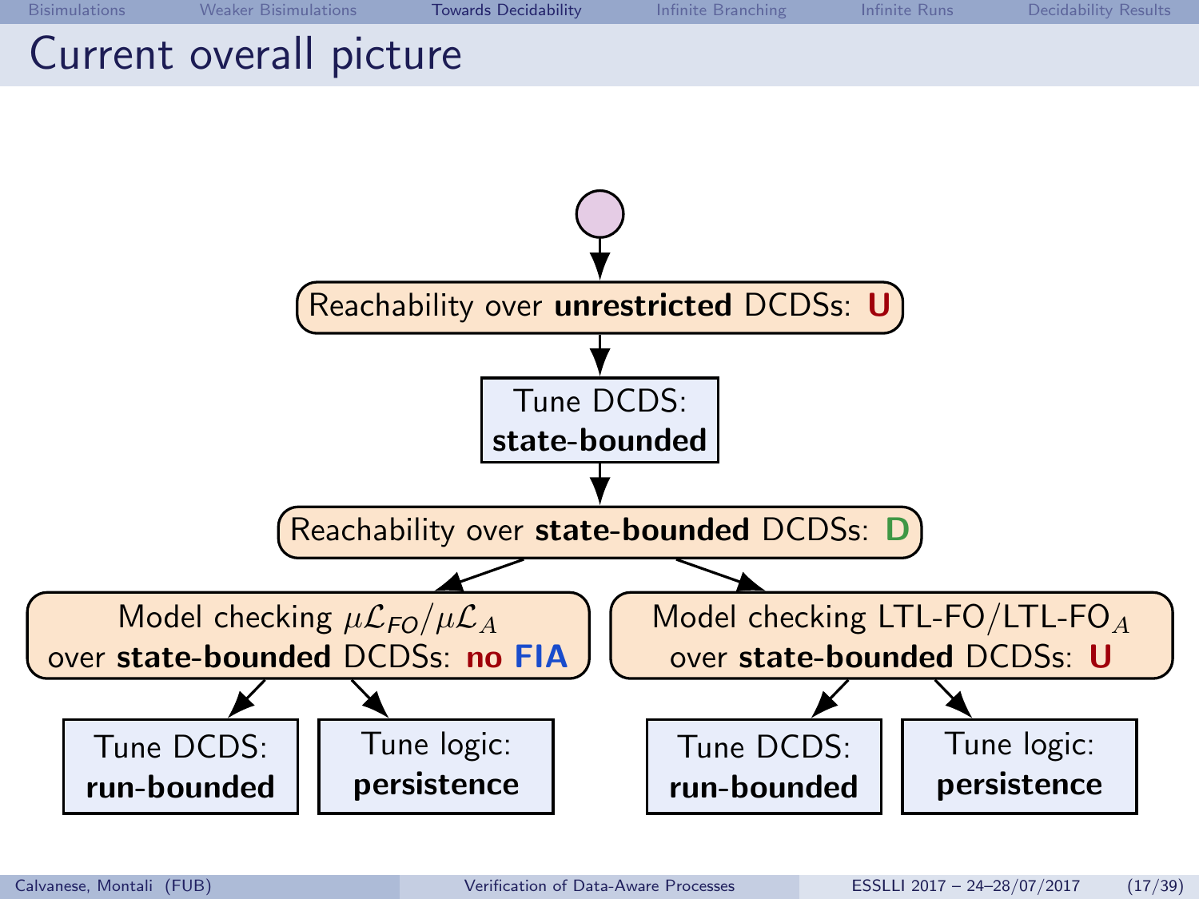# Current overall picture

Reachability over **unrestricted** DCDSs: **U**

Tune DCDS: **state-bounded**

Reachability over **state-bounded** DCDSs: **D**

Model checking $\mu\mathcal{L}_{FO}/\mu\mathcal{L}_A$ over **state-bounded** DCDSs: **no FIA**

- Tune DCDS: **run-bounded**
- Tune logic: **persistence**

Model checking LTL-FO/LTL-FO$_A$ over **state-bounded** DCDSs: **U**

- Tune DCDS: **run-bounded**
- Tune logic: **persistence**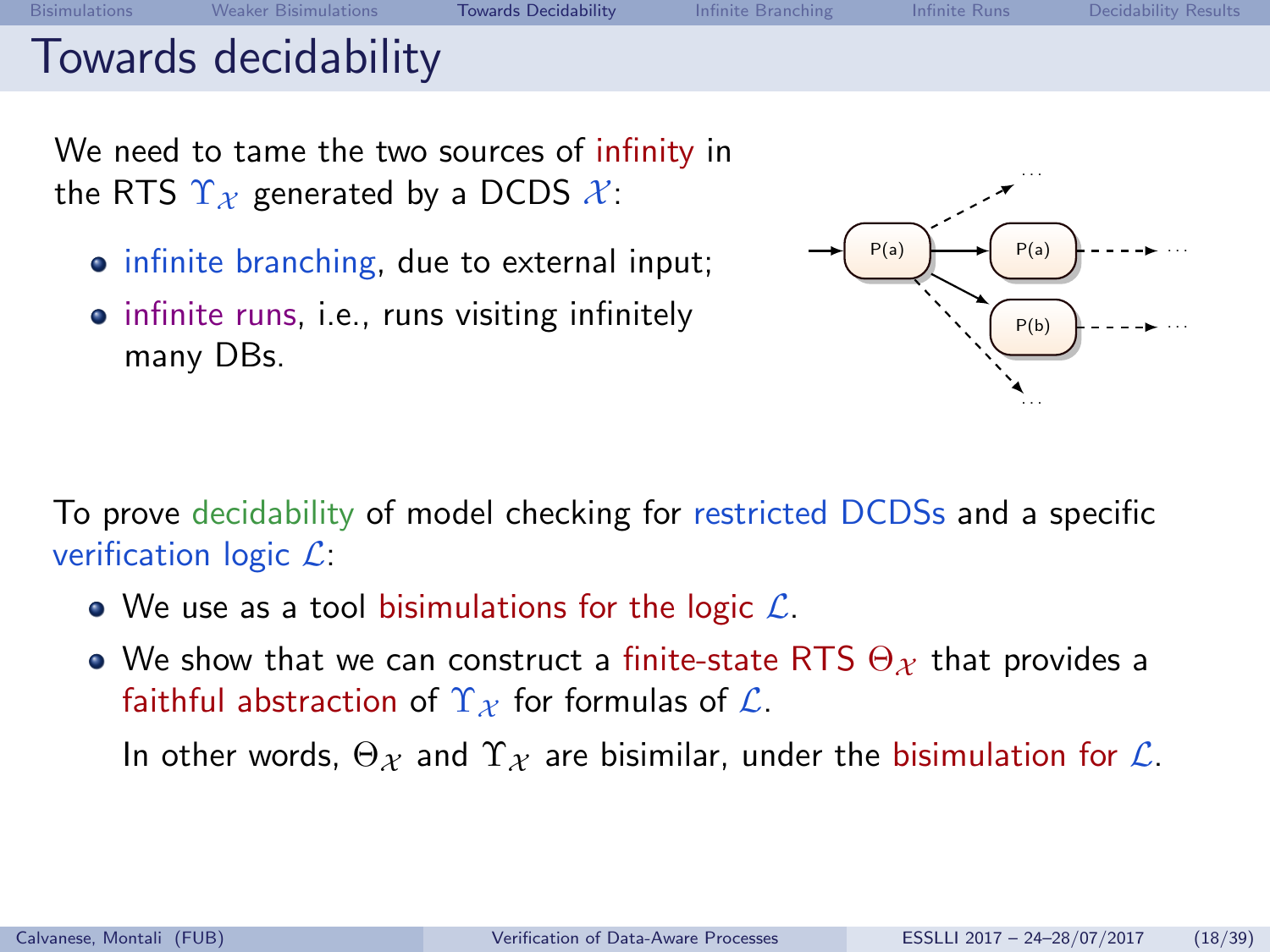# Towards decidability

We need to tame the two sources of infinity in the RTS $\Upsilon_{\mathcal{X}}$ generated by a DCDS $\mathcal{X}$:

- infinite branching, due to external input;
- infinite runs, i.e., runs visiting infinitely many DBs.

To prove decidability of model checking for restricted DCDSs and a specific verification logic $\mathcal{L}$:

- We use as a tool bisimulations for the logic $\mathcal{L}$.
- We show that we can construct a finite-state RTS $\Theta_{\mathcal{X}}$ that provides a faithful abstraction of $\Upsilon_{\mathcal{X}}$ for formulas of $\mathcal{L}$.

  In other words, $\Theta_{\mathcal{X}}$ and $\Upsilon_{\mathcal{X}}$ are bisimilar, under the bisimulation for $\mathcal{L}$.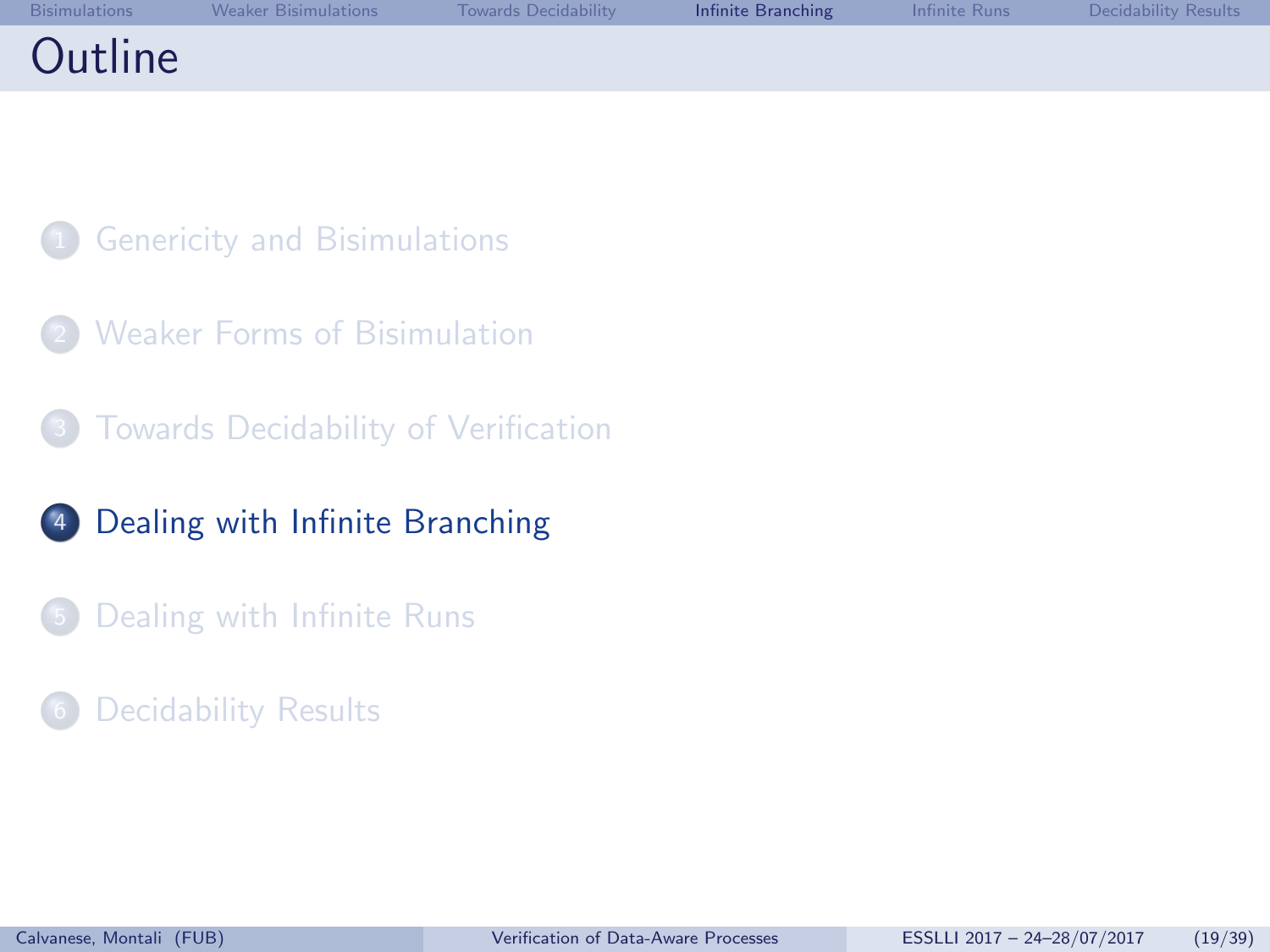# Outline

1. Genericity and Bisimulations
2. Weaker Forms of Bisimulation
3. Towards Decidability of Verification
4. **Dealing with Infinite Branching**
5. Dealing with Infinite Runs
6. Decidability Results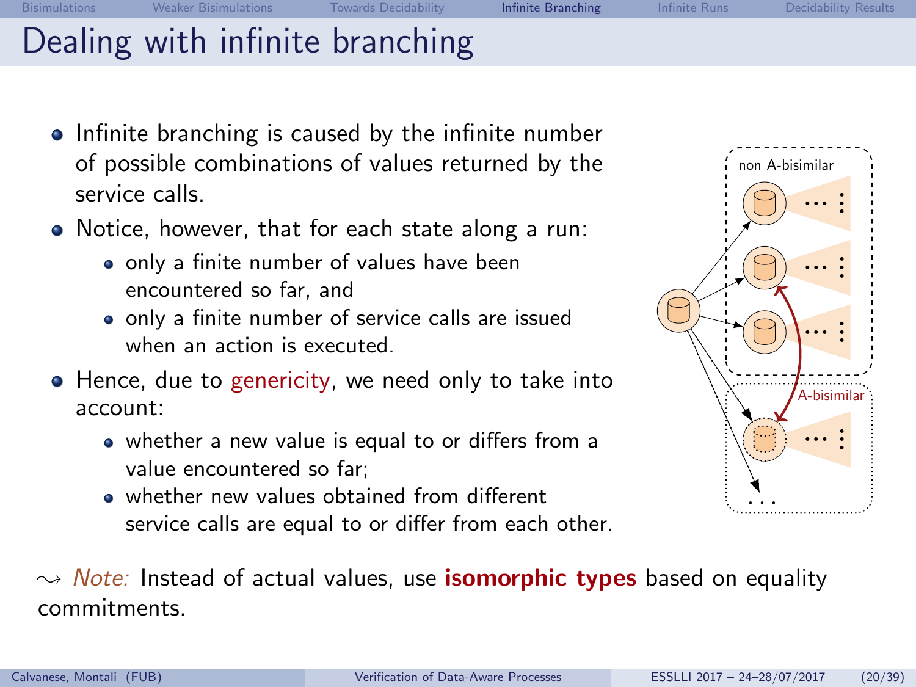# Dealing with infinite branching

- Infinite branching is caused by the infinite number of possible combinations of values returned by the service calls.
- Notice, however, that for each state along a run:
  - only a finite number of values have been encountered so far, and
  - only a finite number of service calls are issued when an action is executed.
- Hence, due to genericity, we need only to take into account:
  - whether a new value is equal to or differs from a value encountered so far;
  - whether new values obtained from different service calls are equal to or differ from each other.

$\rightsquigarrow$ *Note:* Instead of actual values, use **isomorphic types** based on equality commitments.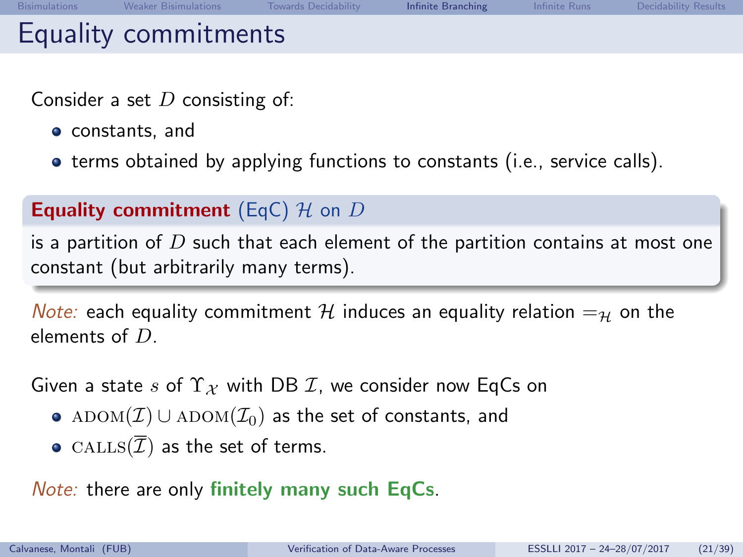# Equality commitments

Consider a set $D$ consisting of:

- constants, and
- terms obtained by applying functions to constants (i.e., service calls).

**Equality commitment** (EqC) $\mathcal{H}$ on $D$

is a partition of $D$ such that each element of the partition contains at most one constant (but arbitrarily many terms).

*Note:* each equality commitment $\mathcal{H}$ induces an equality relation $=_{\mathcal{H}}$ on the elements of $D$.

Given a state $s$ of $\Upsilon_{\mathcal{X}}$ with DB $\mathcal{I}$, we consider now EqCs on

- $\text{ADOM}(\mathcal{I}) \cup \text{ADOM}(\mathcal{I}_0)$ as the set of constants, and
- $\text{CALLS}(\overline{\mathcal{I}})$ as the set of terms.

*Note:* there are only **finitely many such EqCs**.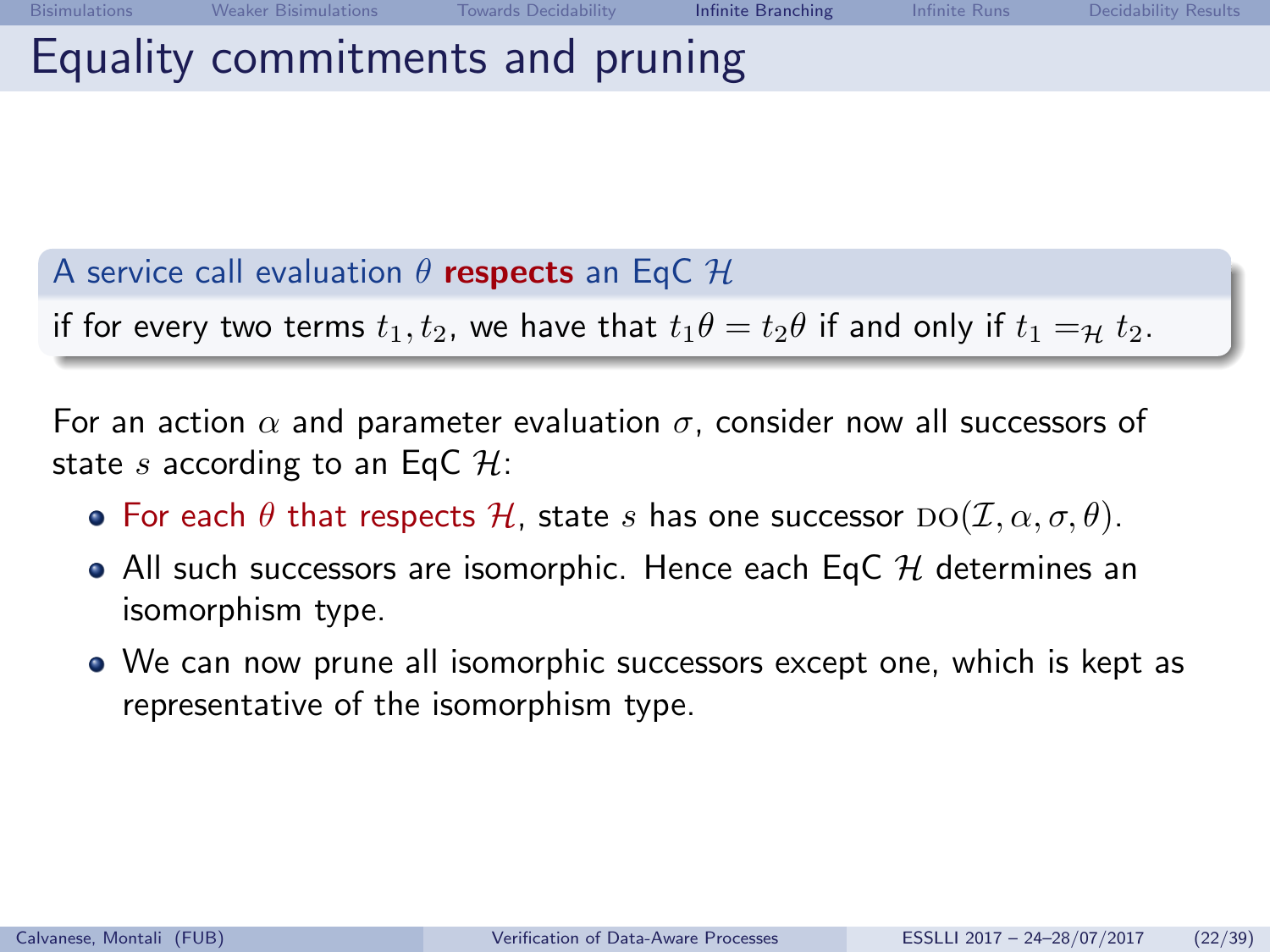# Equality commitments and pruning

**A service call evaluation $\theta$ respects an EqC $\mathcal{H}$**

if for every two terms $t_1, t_2$, we have that $t_1\theta = t_2\theta$ if and only if $t_1 =_{\mathcal{H}} t_2$.

For an action $\alpha$ and parameter evaluation $\sigma$, consider now all successors of state $s$ according to an EqC $\mathcal{H}$:

- For each $\theta$ that respects $\mathcal{H}$, state $s$ has one successor $\text{DO}(\mathcal{I}, \alpha, \sigma, \theta)$.
- All such successors are isomorphic. Hence each EqC $\mathcal{H}$ determines an isomorphism type.
- We can now prune all isomorphic successors except one, which is kept as representative of the isomorphism type.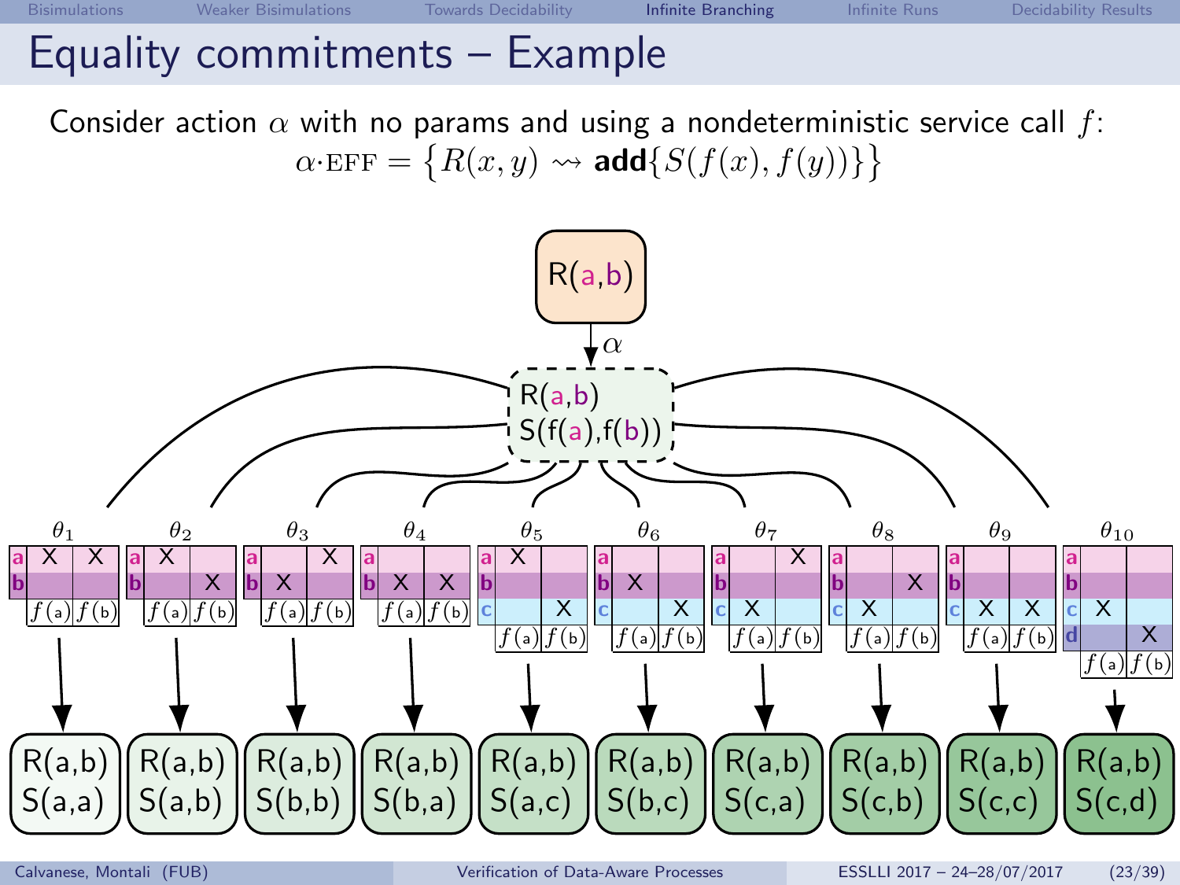# Equality commitments – Example

Consider action $\alpha$ with no params and using a nondeterministic service call $f$:

$$\alpha{\cdot}\text{EFF} = \{R(x, y) \rightsquigarrow \textbf{add}\{S(f(x), f(y))\}\}$$

R(a,b)

$\alpha$

R(a,b)
S(f(a),f(b))

| | $\theta_1$ | $\theta_2$ | $\theta_3$ | $\theta_4$ | $\theta_5$ | $\theta_6$ | $\theta_7$ | $\theta_8$ | $\theta_9$ | $\theta_{10}$ |
|---|---|---|---|---|---|---|---|---|---|---|
| $f$(a) | a | a | b | b | a | b | c | c | c | c |
| $f$(b) | a | b | b | a | c | c | a | b | c | d |

Resulting states:

- $\theta_1$: R(a,b), S(a,a)
- $\theta_2$: R(a,b), S(a,b)
- $\theta_3$: R(a,b), S(b,b)
- $\theta_4$: R(a,b), S(b,a)
- $\theta_5$: R(a,b), S(a,c)
- $\theta_6$: R(a,b), S(b,c)
- $\theta_7$: R(a,b), S(c,a)
- $\theta_8$: R(a,b), S(c,b)
- $\theta_9$: R(a,b), S(c,c)
- $\theta_{10}$: R(a,b), S(c,d)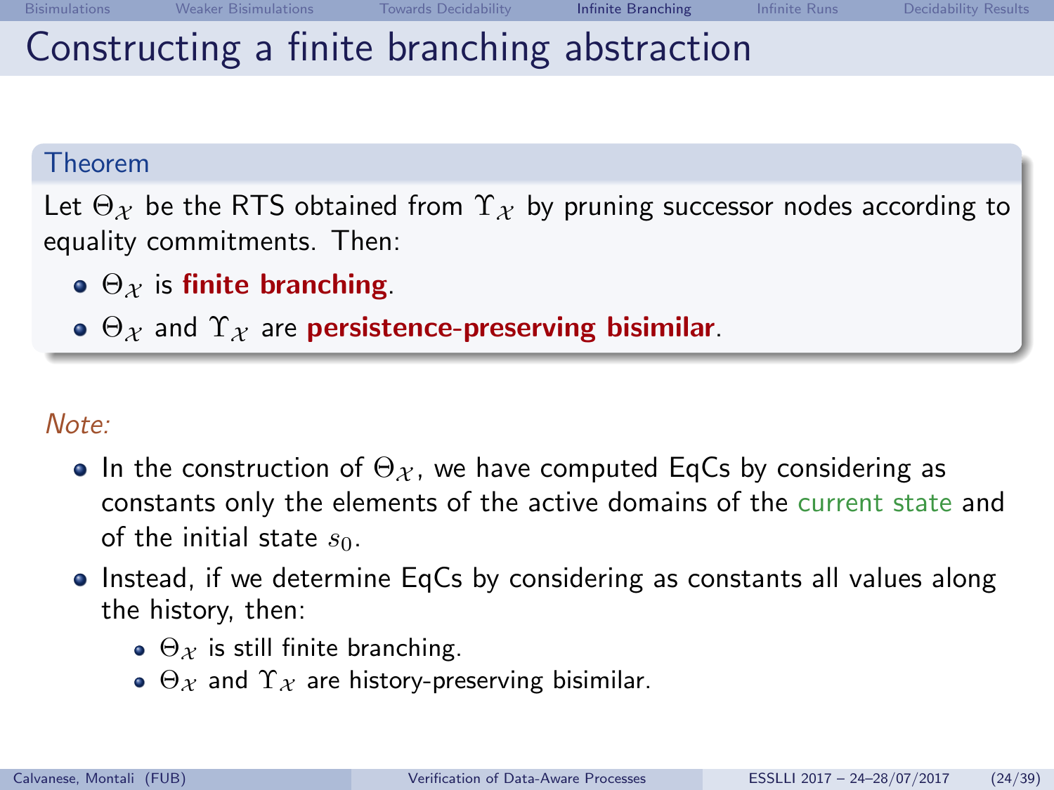# Constructing a finite branching abstraction

**Theorem**

Let $\Theta_{\mathcal{X}}$ be the RTS obtained from $\Upsilon_{\mathcal{X}}$ by pruning successor nodes according to equality commitments. Then:

- $\Theta_{\mathcal{X}}$ is **finite branching**.
- $\Theta_{\mathcal{X}}$ and $\Upsilon_{\mathcal{X}}$ are **persistence-preserving bisimilar**.

*Note:*

- In the construction of $\Theta_{\mathcal{X}}$, we have computed EqCs by considering as constants only the elements of the active domains of the current state and of the initial state $s_0$.
- Instead, if we determine EqCs by considering as constants all values along the history, then:
  - $\Theta_{\mathcal{X}}$ is still finite branching.
  - $\Theta_{\mathcal{X}}$ and $\Upsilon_{\mathcal{X}}$ are history-preserving bisimilar.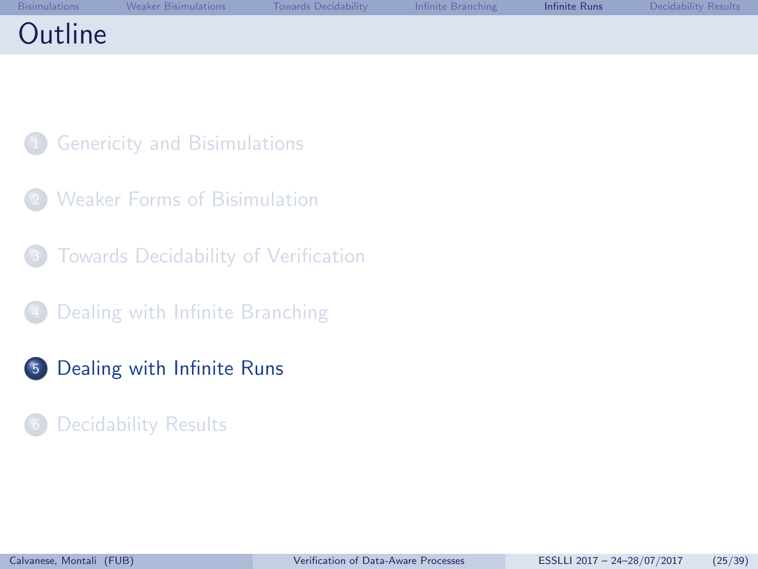# Outline

1. Genericity and Bisimulations
2. Weaker Forms of Bisimulation
3. Towards Decidability of Verification
4. Dealing with Infinite Branching
5. **Dealing with Infinite Runs**
6. Decidability Results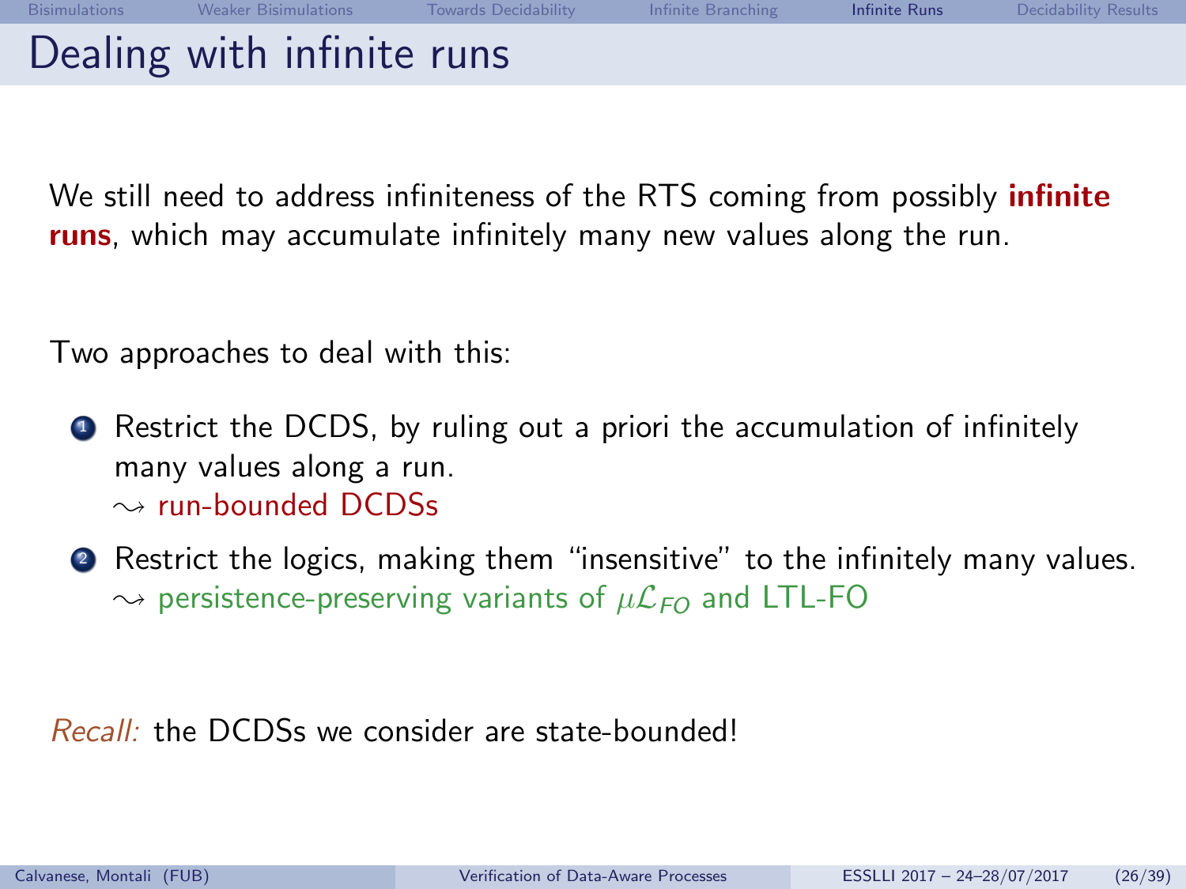# Dealing with infinite runs

We still need to address infiniteness of the RTS coming from possibly **infinite runs**, which may accumulate infinitely many new values along the run.

Two approaches to deal with this:

1. Restrict the DCDS, by ruling out a priori the accumulation of infinitely many values along a run.
   $\rightsquigarrow$ run-bounded DCDSs
2. Restrict the logics, making them "insensitive" to the infinitely many values.
   $\rightsquigarrow$ persistence-preserving variants of $\mu\mathcal{L}_{FO}$ and LTL-FO

*Recall:* the DCDSs we consider are state-bounded!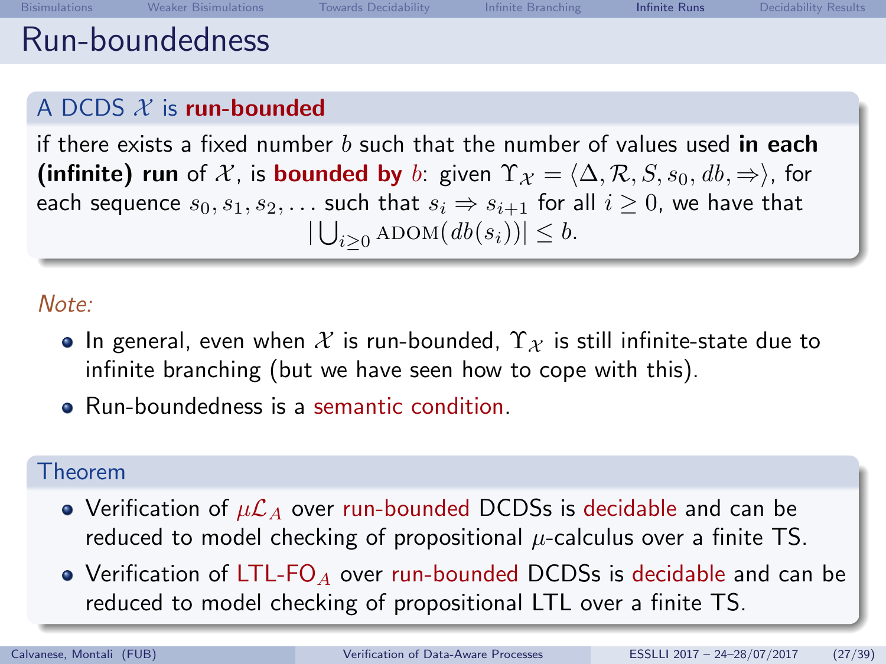# Run-boundedness

**A DCDS $\mathcal{X}$ is run-bounded**

if there exists a fixed number $b$ such that the number of values used **in each (infinite) run** of $\mathcal{X}$, is **bounded by** $b$: given $\Upsilon_{\mathcal{X}} = \langle \Delta, \mathcal{R}, S, s_0, db, \Rightarrow \rangle$, for each sequence $s_0, s_1, s_2, \ldots$ such that $s_i \Rightarrow s_{i+1}$ for all $i \geq 0$, we have that

$$|\bigcup_{i \geq 0} \text{ADOM}(db(s_i))| \leq b.$$

*Note:*

- In general, even when $\mathcal{X}$ is run-bounded, $\Upsilon_{\mathcal{X}}$ is still infinite-state due to infinite branching (but we have seen how to cope with this).
- Run-boundedness is a semantic condition.

**Theorem**

- Verification of $\mu\mathcal{L}_A$ over run-bounded DCDSs is decidable and can be reduced to model checking of propositional $\mu$-calculus over a finite TS.
- Verification of LTL-FO$_A$ over run-bounded DCDSs is decidable and can be reduced to model checking of propositional LTL over a finite TS.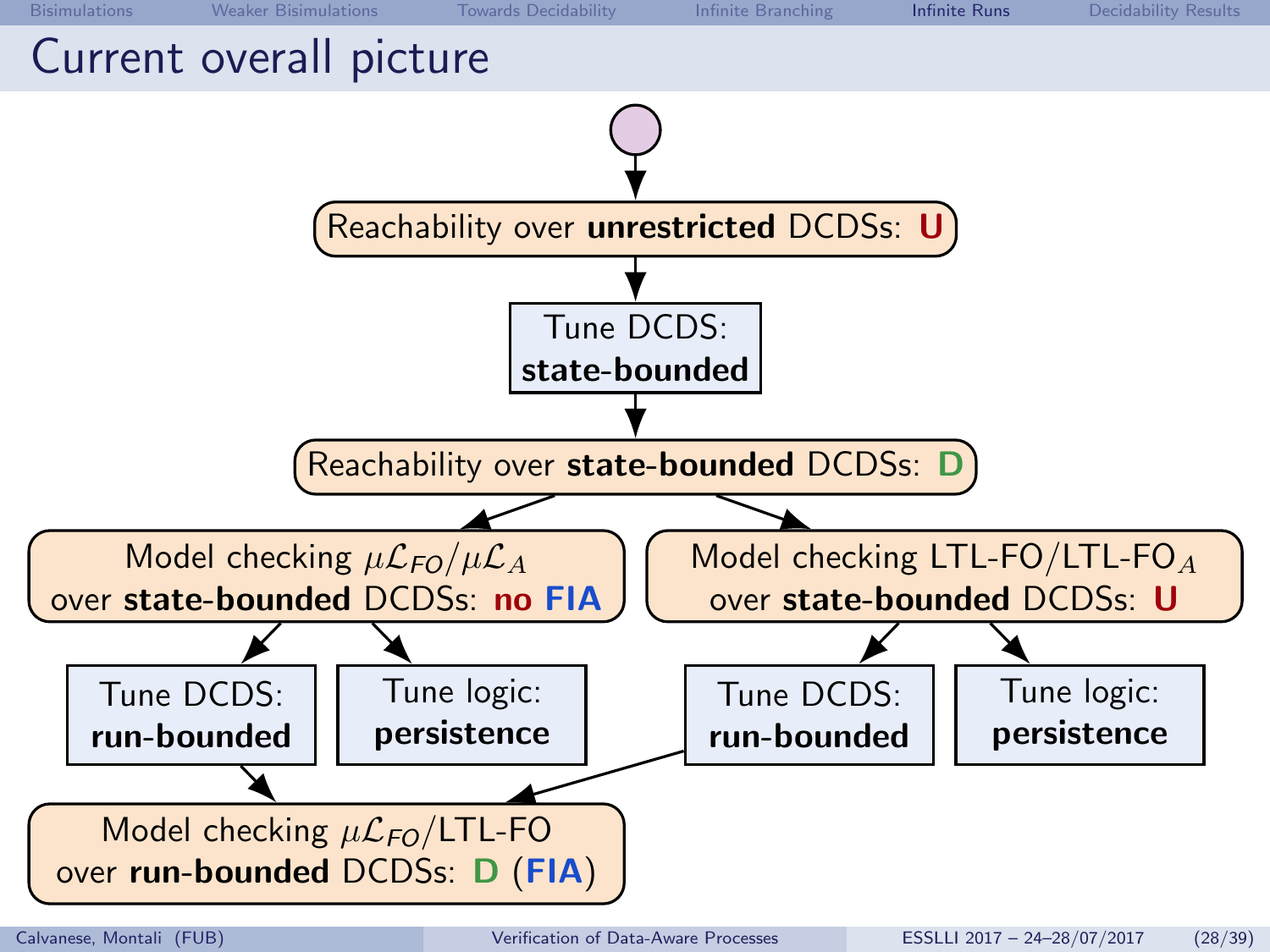# Current overall picture

Reachability over **unrestricted** DCDSs: **U**

Tune DCDS: **state-bounded**

Reachability over **state-bounded** DCDSs: **D**

Model checking $\mu\mathcal{L}_{FO}/\mu\mathcal{L}_{A}$ over **state-bounded** DCDSs: **no FIA**

- Tune DCDS: **run-bounded**
- Tune logic: **persistence**

Model checking LTL-FO/LTL-FO$_{A}$ over **state-bounded** DCDSs: **U**

- Tune DCDS: **run-bounded**
- Tune logic: **persistence**

Model checking $\mu\mathcal{L}_{FO}$/LTL-FO over **run-bounded** DCDSs: **D** (**FIA**)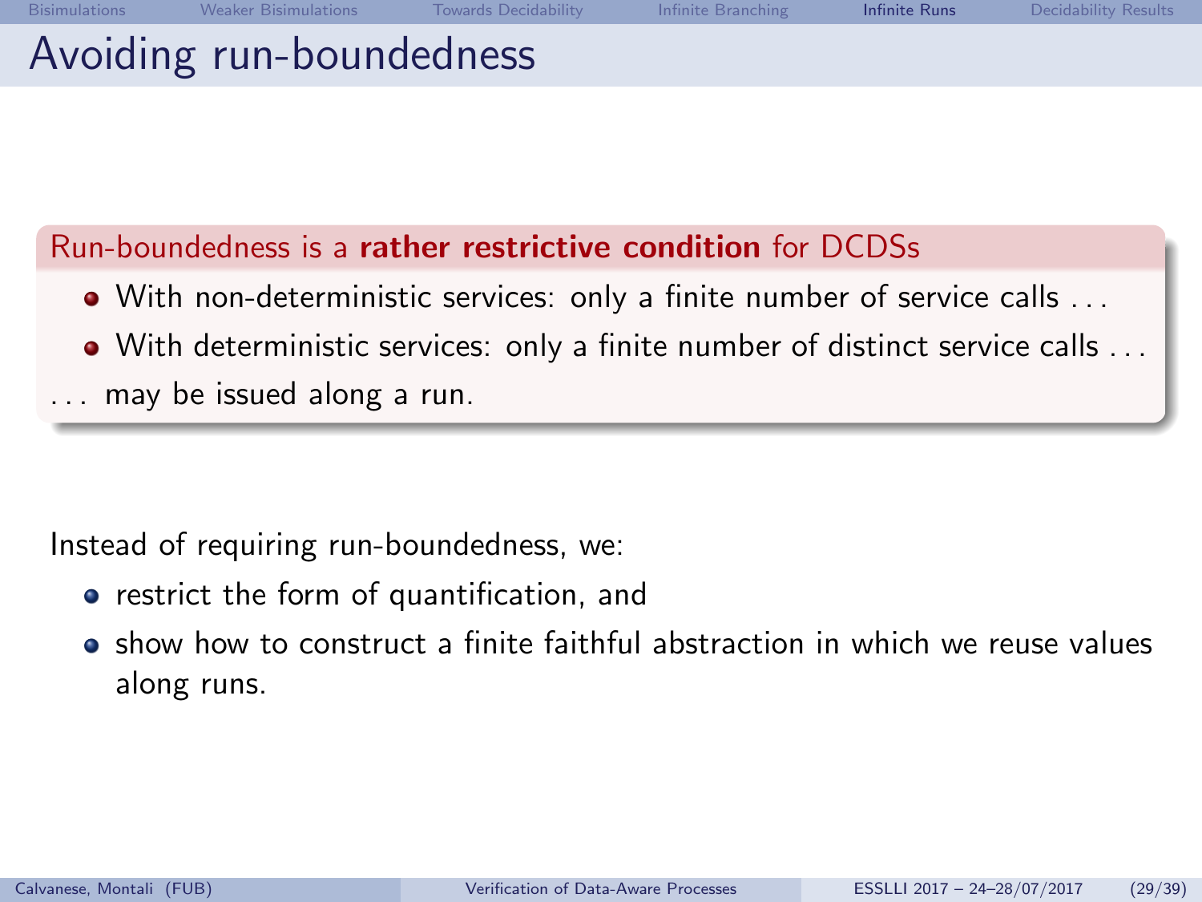# Avoiding run-boundedness

**Run-boundedness is a rather restrictive condition for DCDSs**

- With non-deterministic services: only a finite number of service calls ...
- With deterministic services: only a finite number of distinct service calls ...

... may be issued along a run.

Instead of requiring run-boundedness, we:

- restrict the form of quantification, and
- show how to construct a finite faithful abstraction in which we reuse values along runs.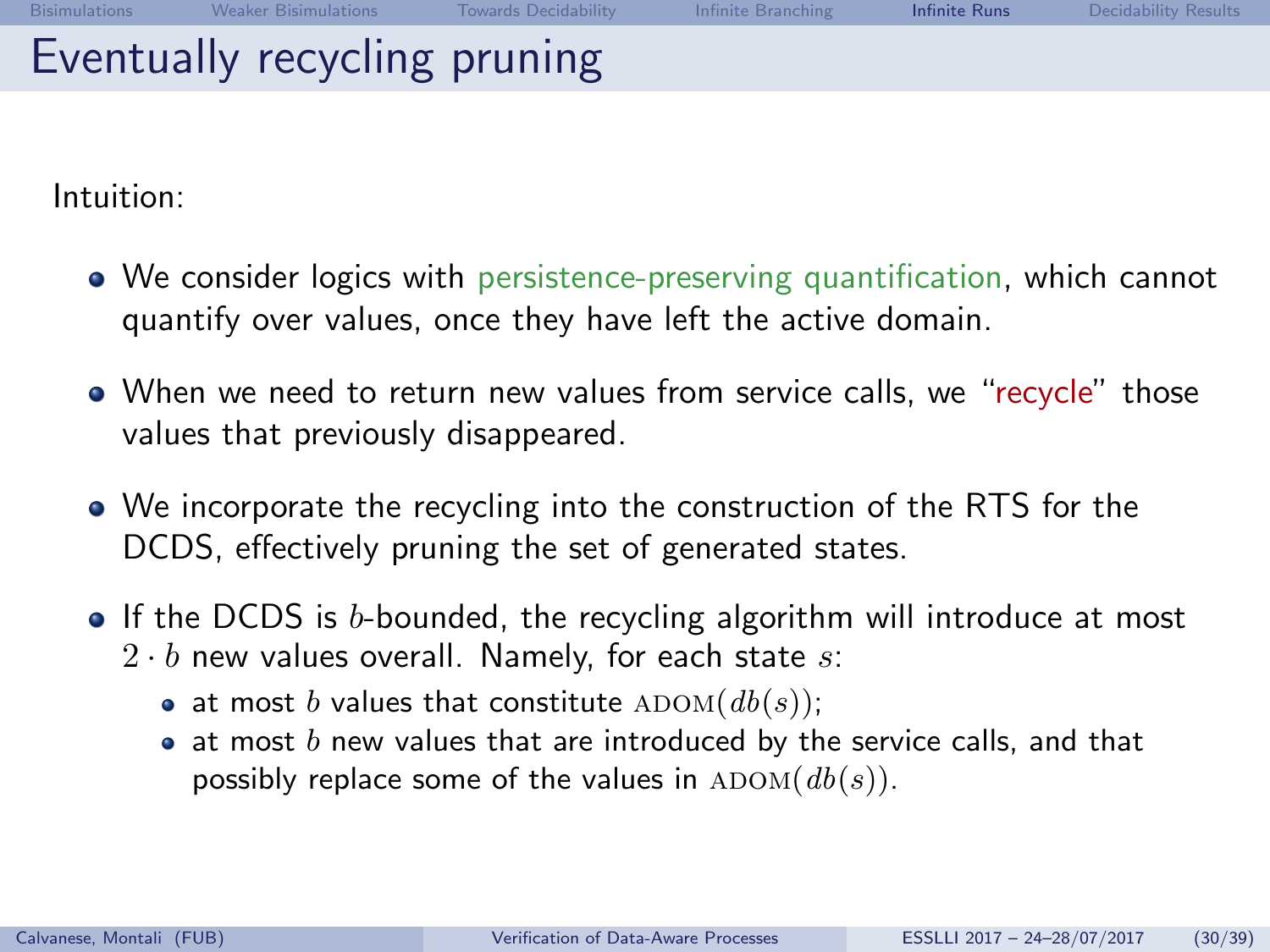# Eventually recycling pruning

Intuition:

- We consider logics with persistence-preserving quantification, which cannot quantify over values, once they have left the active domain.
- When we need to return new values from service calls, we "recycle" those values that previously disappeared.
- We incorporate the recycling into the construction of the RTS for the DCDS, effectively pruning the set of generated states.
- If the DCDS is $b$-bounded, the recycling algorithm will introduce at most $2 \cdot b$ new values overall. Namely, for each state $s$:
  - at most $b$ values that constitute $\text{ADOM}(db(s))$;
  - at most $b$ new values that are introduced by the service calls, and that possibly replace some of the values in $\text{ADOM}(db(s))$.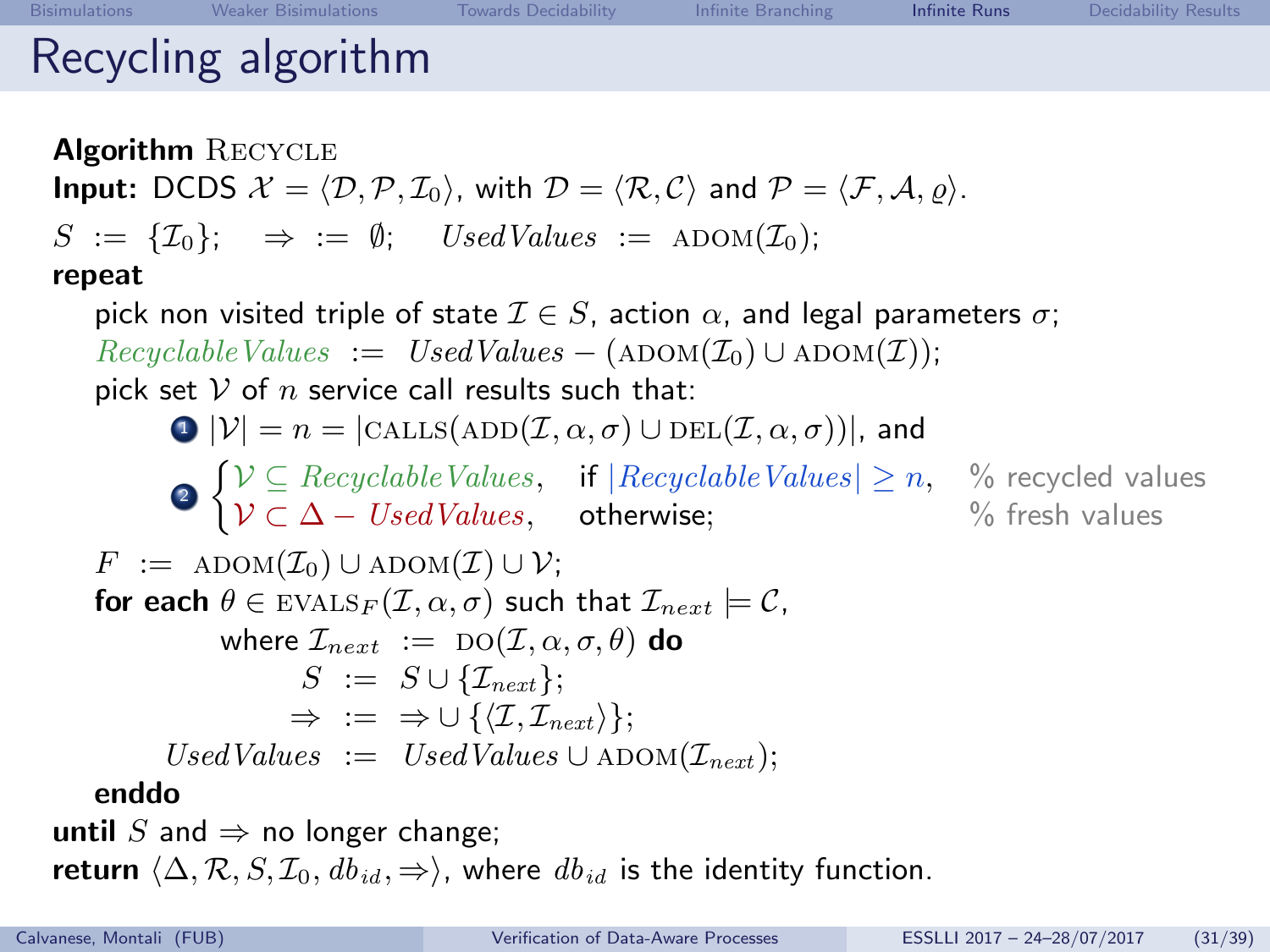# Recycling algorithm

**Algorithm** RECYCLE

**Input:** DCDS $\mathcal{X} = \langle \mathcal{D}, \mathcal{P}, \mathcal{I}_0 \rangle$, with $\mathcal{D} = \langle \mathcal{R}, \mathcal{C} \rangle$ and $\mathcal{P} = \langle \mathcal{F}, \mathcal{A}, \varrho \rangle$.

$S := \{\mathcal{I}_0\}$; $\quad \Rightarrow := \emptyset$; $\quad \mathit{UsedValues} := \textsc{adom}(\mathcal{I}_0)$;

**repeat**

  pick non visited triple of state $\mathcal{I} \in S$, action $\alpha$, and legal parameters $\sigma$;

  $\mathit{RecyclableValues} := \mathit{UsedValues} - (\textsc{adom}(\mathcal{I}_0) \cup \textsc{adom}(\mathcal{I}))$;

  pick set $\mathcal{V}$ of $n$ service call results such that:

  1. $|\mathcal{V}| = n = |\textsc{calls}(\textsc{add}(\mathcal{I}, \alpha, \sigma) \cup \textsc{del}(\mathcal{I}, \alpha, \sigma))|$, and
  2. $\begin{cases} \mathcal{V} \subseteq \mathit{RecyclableValues}, & \text{if } |\mathit{RecyclableValues}| \geq n, \quad \text{% recycled values} \\ \mathcal{V} \subset \Delta - \mathit{UsedValues}, & \text{otherwise;} \quad \text{% fresh values} \end{cases}$

  $F := \textsc{adom}(\mathcal{I}_0) \cup \textsc{adom}(\mathcal{I}) \cup \mathcal{V}$;

  **for each** $\theta \in \textsc{evals}_F(\mathcal{I}, \alpha, \sigma)$ such that $\mathcal{I}_{next} \models \mathcal{C}$,
    where $\mathcal{I}_{next} := \textsc{do}(\mathcal{I}, \alpha, \sigma, \theta)$ **do**

    $S := S \cup \{\mathcal{I}_{next}\}$;

    $\Rightarrow := \Rightarrow \cup \{\langle \mathcal{I}, \mathcal{I}_{next} \rangle\}$;

    $\mathit{UsedValues} := \mathit{UsedValues} \cup \textsc{adom}(\mathcal{I}_{next})$;

  **enddo**

**until** $S$ and $\Rightarrow$ no longer change;

**return** $\langle \Delta, \mathcal{R}, S, \mathcal{I}_0, db_{id}, \Rightarrow \rangle$, where $db_{id}$ is the identity function.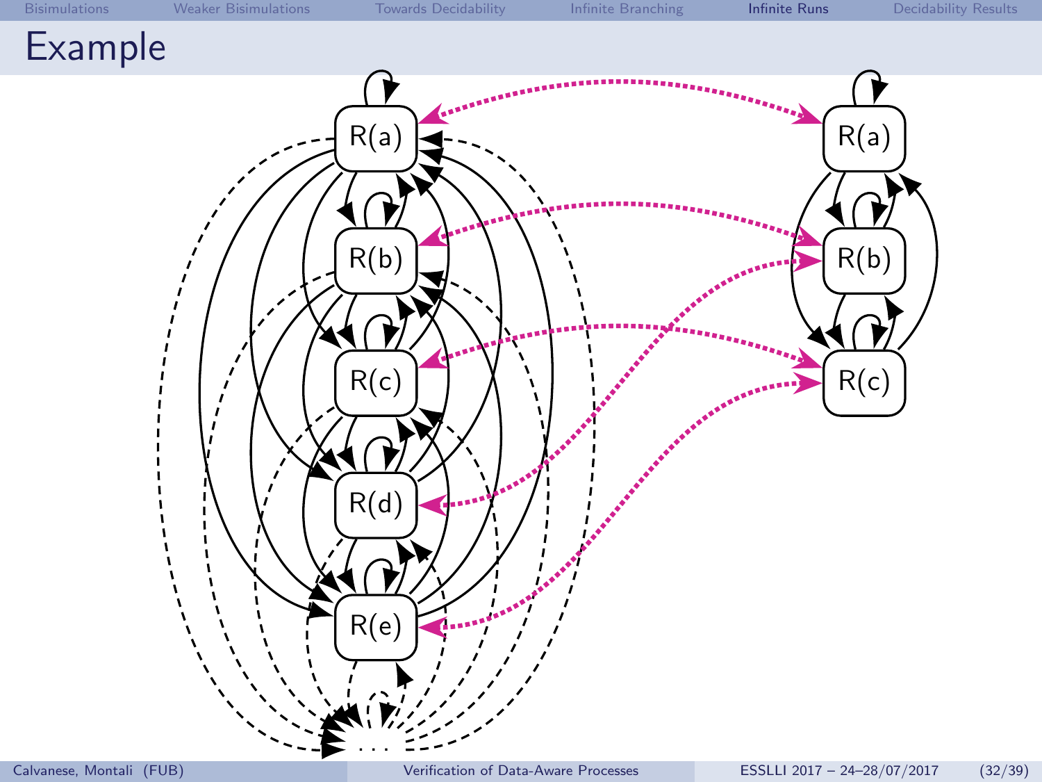# Example

R(a)

R(b)

R(c)

R(d)

R(e)

...

R(a)

R(b)

R(c)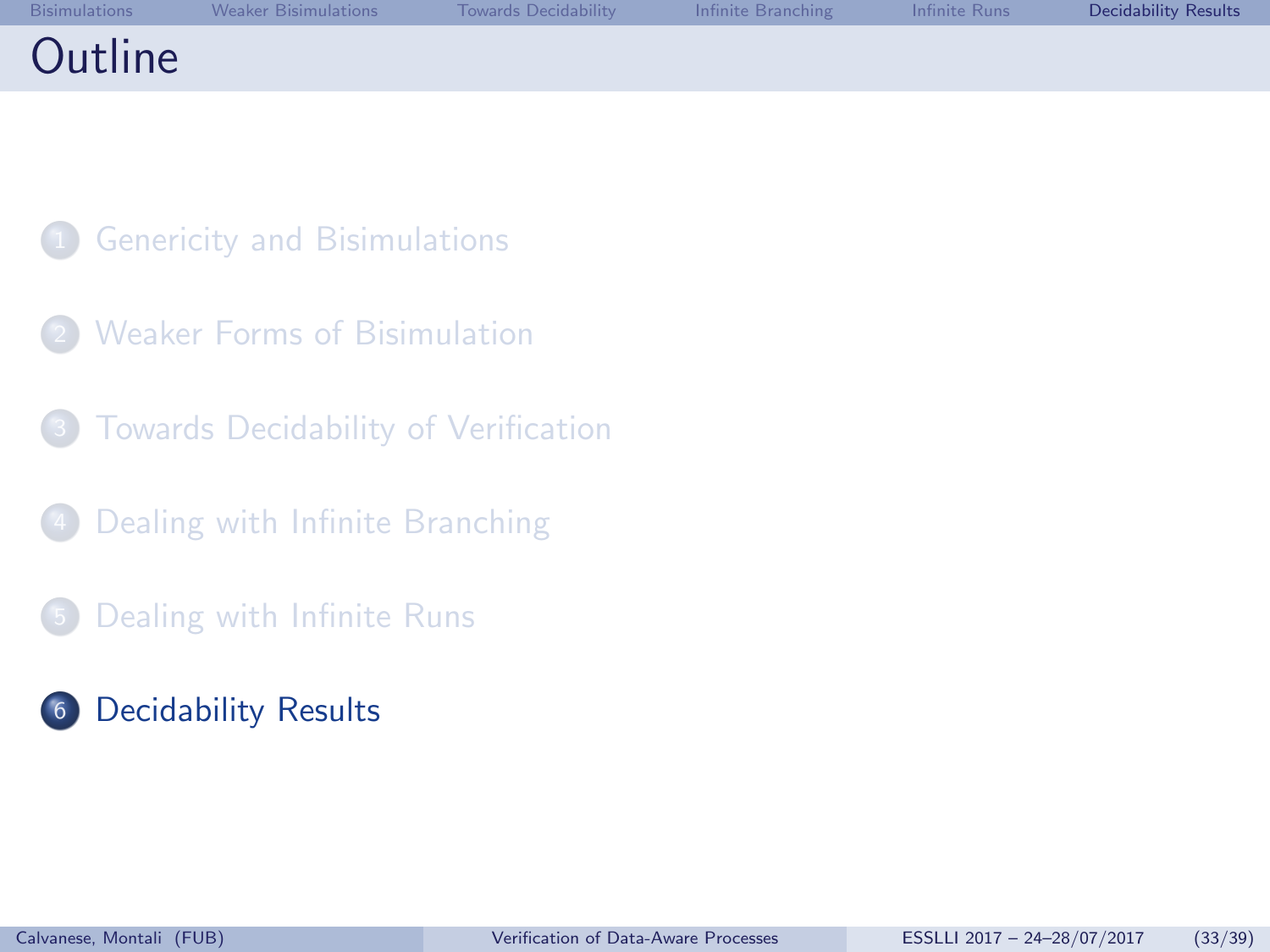# Outline

1. Genericity and Bisimulations
2. Weaker Forms of Bisimulation
3. Towards Decidability of Verification
4. Dealing with Infinite Branching
5. Dealing with Infinite Runs
6. **Decidability Results**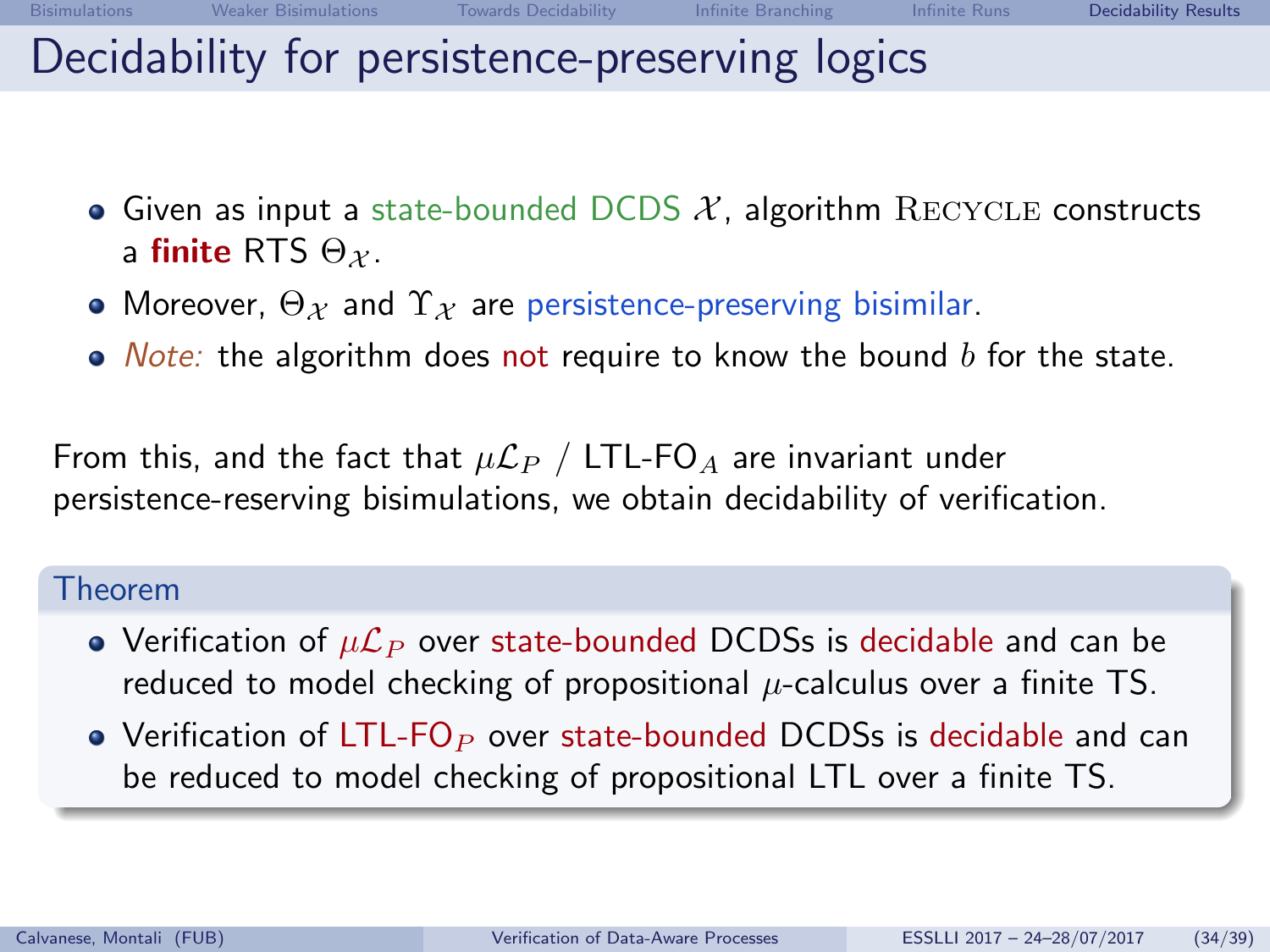# Decidability for persistence-preserving logics

- Given as input a state-bounded DCDS $\mathcal{X}$, algorithm $\textsc{Recycle}$ constructs a **finite** RTS $\Theta_{\mathcal{X}}$.
- Moreover, $\Theta_{\mathcal{X}}$ and $\Upsilon_{\mathcal{X}}$ are persistence-preserving bisimilar.
- *Note:* the algorithm does not require to know the bound $b$ for the state.

From this, and the fact that $\mu\mathcal{L}_P$ / LTL-FO$_A$ are invariant under persistence-reserving bisimulations, we obtain decidability of verification.

**Theorem**

- Verification of $\mu\mathcal{L}_P$ over state-bounded DCDSs is decidable and can be reduced to model checking of propositional $\mu$-calculus over a finite TS.
- Verification of LTL-FO$_P$ over state-bounded DCDSs is decidable and can be reduced to model checking of propositional LTL over a finite TS.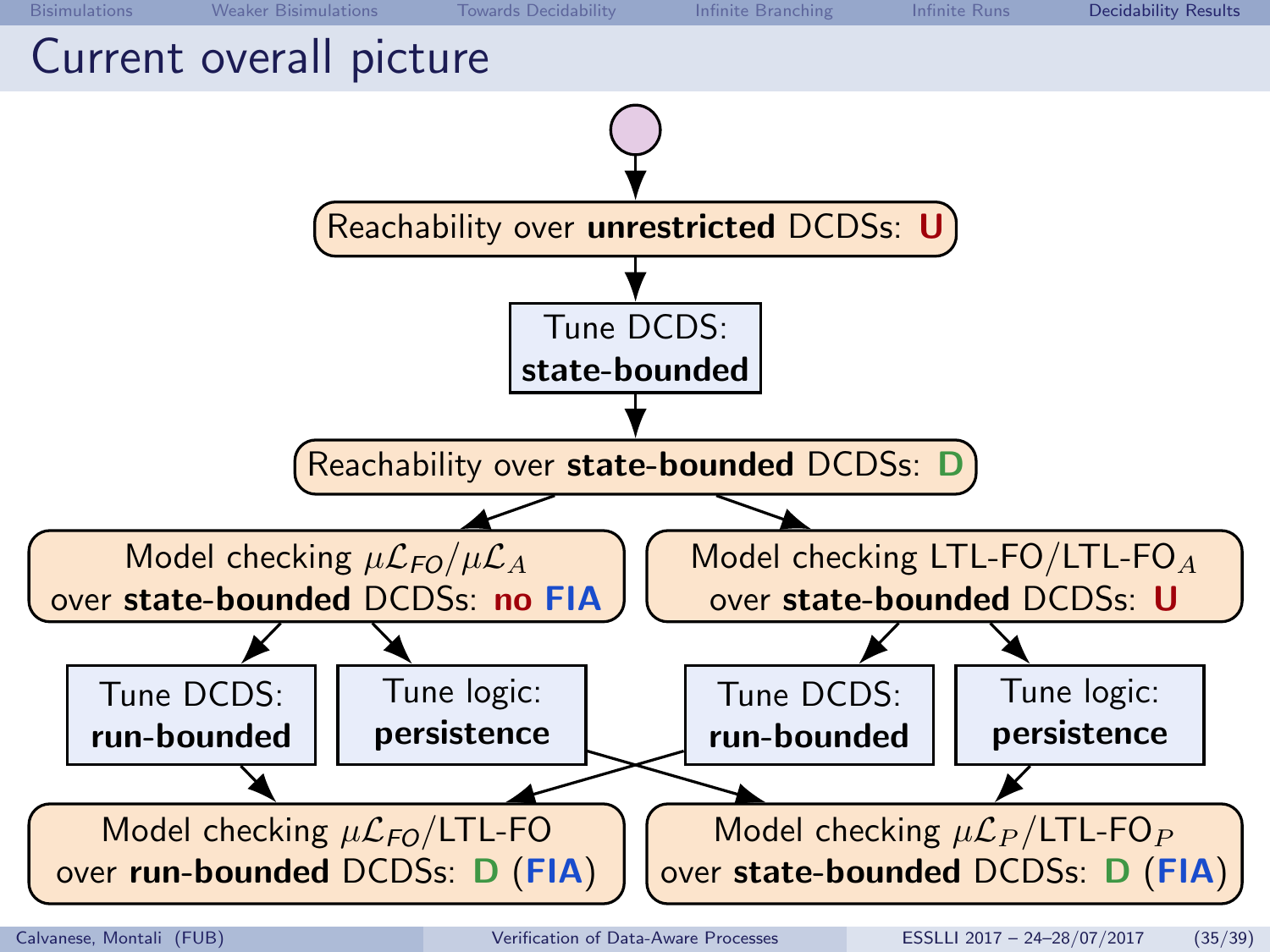# Current overall picture

Reachability over **unrestricted** DCDSs: **U**

Tune DCDS: **state-bounded**

Reachability over **state-bounded** DCDSs: **D**

Model checking $\mu\mathcal{L}_{FO}/\mu\mathcal{L}_A$ over **state-bounded** DCDSs: **no FIA**

Model checking LTL-FO/LTL-FO$_A$ over **state-bounded** DCDSs: **U**

Tune DCDS: **run-bounded**

Tune logic: **persistence**

Tune DCDS: **run-bounded**

Tune logic: **persistence**

Model checking $\mu\mathcal{L}_{FO}$/LTL-FO over **run-bounded** DCDSs: **D** (**FIA**)

Model checking $\mu\mathcal{L}_P$/LTL-FO$_P$ over **state-bounded** DCDSs: **D** (**FIA**)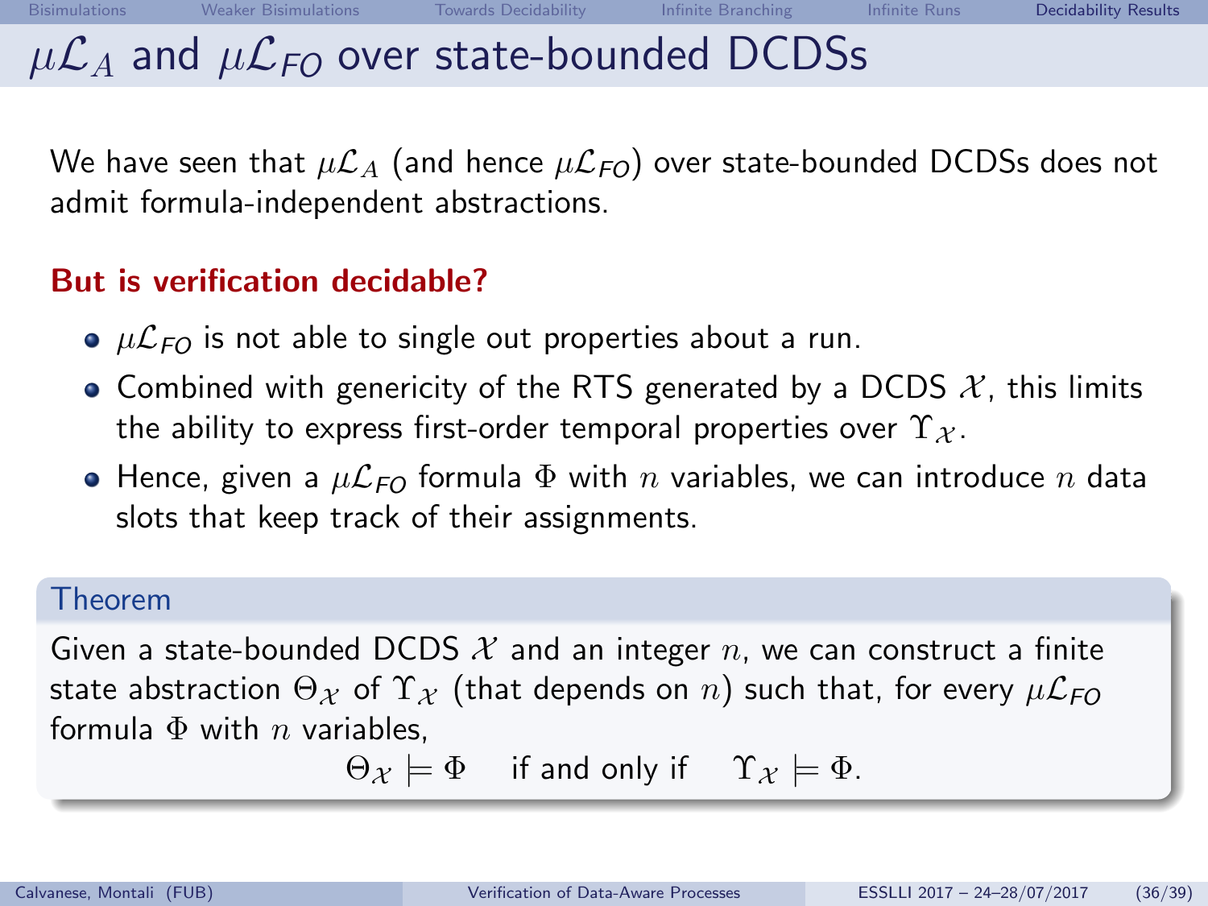# $\mu\mathcal{L}_A$ and $\mu\mathcal{L}_{FO}$ over state-bounded DCDSs

We have seen that $\mu\mathcal{L}_A$ (and hence $\mu\mathcal{L}_{FO}$) over state-bounded DCDSs does not admit formula-independent abstractions.

**But is verification decidable?**

- $\mu\mathcal{L}_{FO}$ is not able to single out properties about a run.
- Combined with genericity of the RTS generated by a DCDS $\mathcal{X}$, this limits the ability to express first-order temporal properties over $\Upsilon_{\mathcal{X}}$.
- Hence, given a $\mu\mathcal{L}_{FO}$ formula $\Phi$ with $n$ variables, we can introduce $n$ data slots that keep track of their assignments.

**Theorem**

Given a state-bounded DCDS $\mathcal{X}$ and an integer $n$, we can construct a finite state abstraction $\Theta_{\mathcal{X}}$ of $\Upsilon_{\mathcal{X}}$ (that depends on $n$) such that, for every $\mu\mathcal{L}_{FO}$ formula $\Phi$ with $n$ variables,

$$\Theta_{\mathcal{X}} \models \Phi \quad \text{if and only if} \quad \Upsilon_{\mathcal{X}} \models \Phi.$$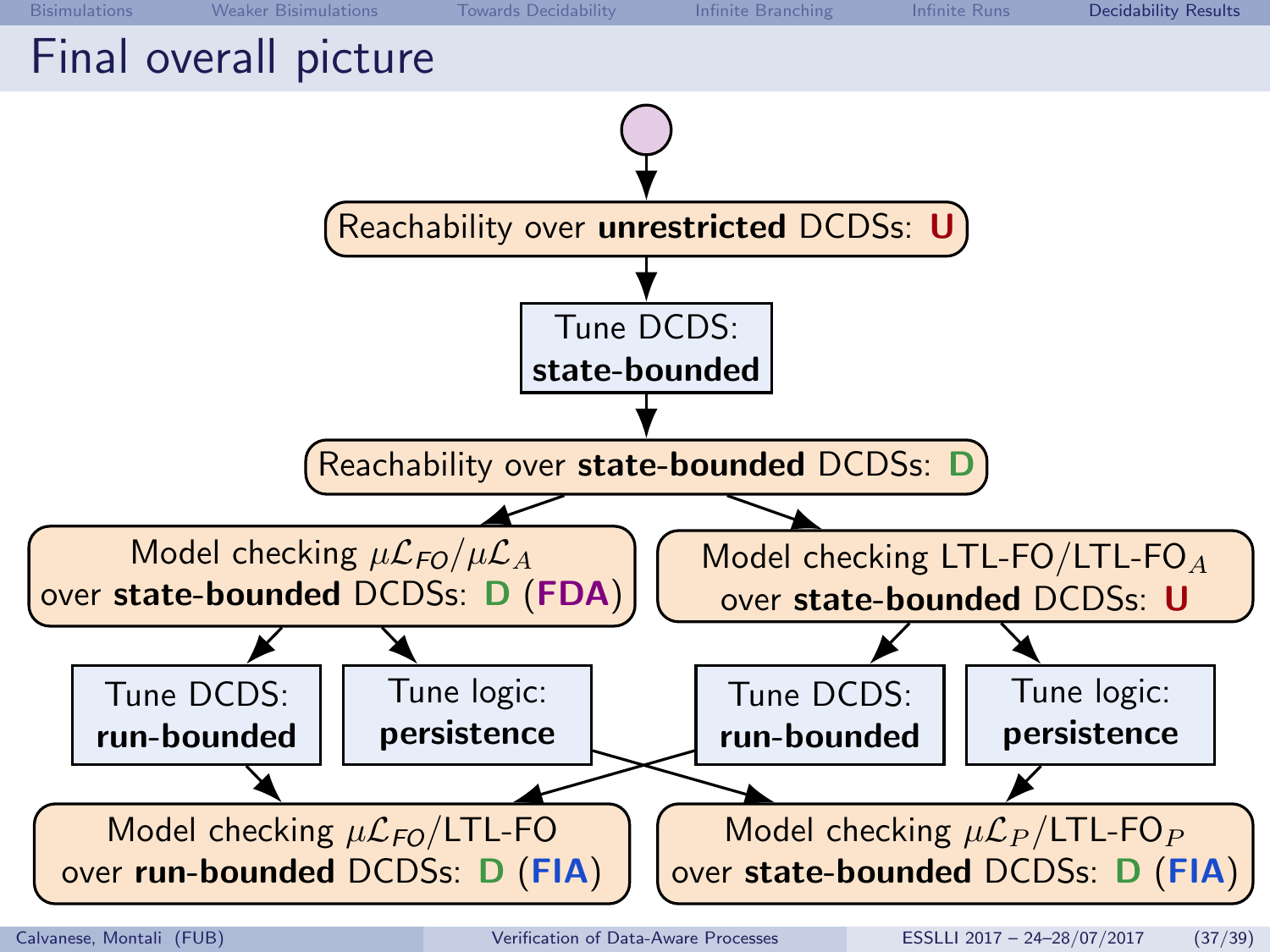# Final overall picture

Reachability over **unrestricted** DCDSs: **U**

Tune DCDS: **state-bounded**

Reachability over **state-bounded** DCDSs: **D**

Model checking $\mu\mathcal{L}_{FO}/\mu\mathcal{L}_{A}$ over **state-bounded** DCDSs: **D** (**FDA**)

Model checking LTL-FO/LTL-FO$_{A}$ over **state-bounded** DCDSs: **U**

Tune DCDS: **run-bounded**

Tune logic: **persistence**

Tune DCDS: **run-bounded**

Tune logic: **persistence**

Model checking $\mu\mathcal{L}_{FO}$/LTL-FO over **run-bounded** DCDSs: **D** (**FIA**)

Model checking $\mu\mathcal{L}_{P}$/LTL-FO$_{P}$ over **state-bounded** DCDSs: **D** (**FIA**)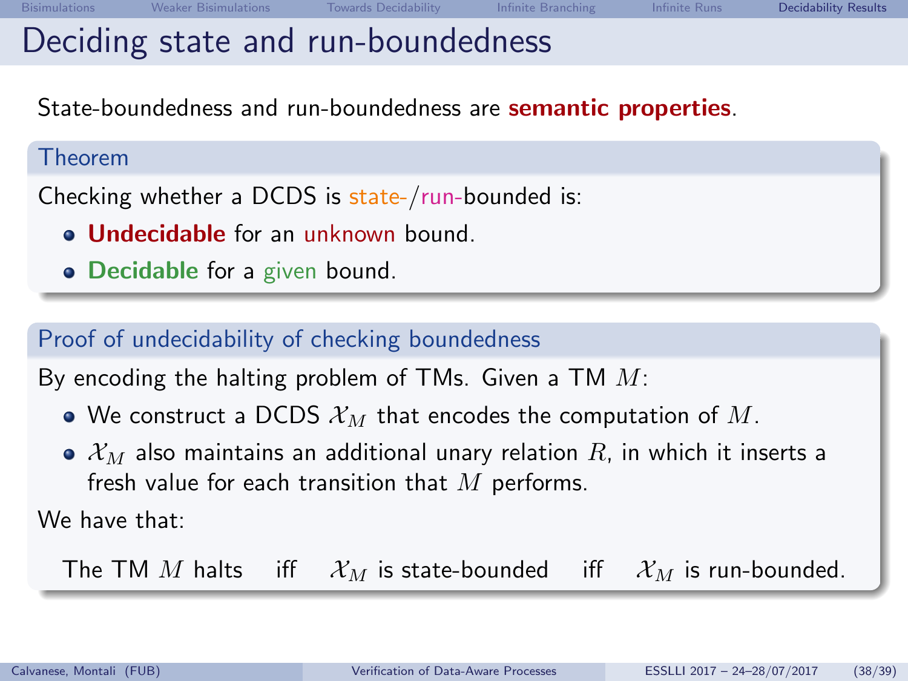# Deciding state and run-boundedness

State-boundedness and run-boundedness are **semantic properties**.

### Theorem

Checking whether a DCDS is state-/run-bounded is:

- **Undecidable** for an unknown bound.
- **Decidable** for a given bound.

### Proof of undecidability of checking boundedness

By encoding the halting problem of TMs. Given a TM $M$:

- We construct a DCDS $\mathcal{X}_M$ that encodes the computation of $M$.
- $\mathcal{X}_M$ also maintains an additional unary relation $R$, in which it inserts a fresh value for each transition that $M$ performs.

We have that:

The TM $M$ halts iff $\mathcal{X}_M$ is state-bounded iff $\mathcal{X}_M$ is run-bounded.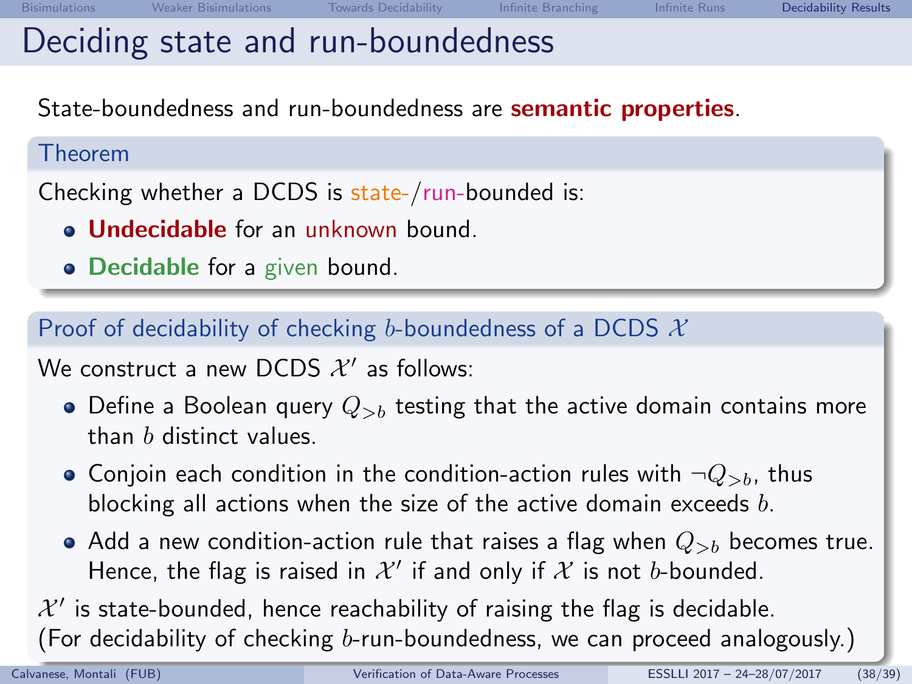# Deciding state and run-boundedness

State-boundedness and run-boundedness are **semantic properties**.

### Theorem

Checking whether a DCDS is state-/run-bounded is:

- **Undecidable** for an unknown bound.
- **Decidable** for a given bound.

### Proof of decidability of checking $b$-boundedness of a DCDS $\mathcal{X}$

We construct a new DCDS $\mathcal{X}'$ as follows:

- Define a Boolean query $Q_{>b}$ testing that the active domain contains more than $b$ distinct values.
- Conjoin each condition in the condition-action rules with $\neg Q_{>b}$, thus blocking all actions when the size of the active domain exceeds $b$.
- Add a new condition-action rule that raises a flag when $Q_{>b}$ becomes true. Hence, the flag is raised in $\mathcal{X}'$ if and only if $\mathcal{X}$ is not $b$-bounded.

$\mathcal{X}'$ is state-bounded, hence reachability of raising the flag is decidable.
(For decidability of checking $b$-run-boundedness, we can proceed analogously.)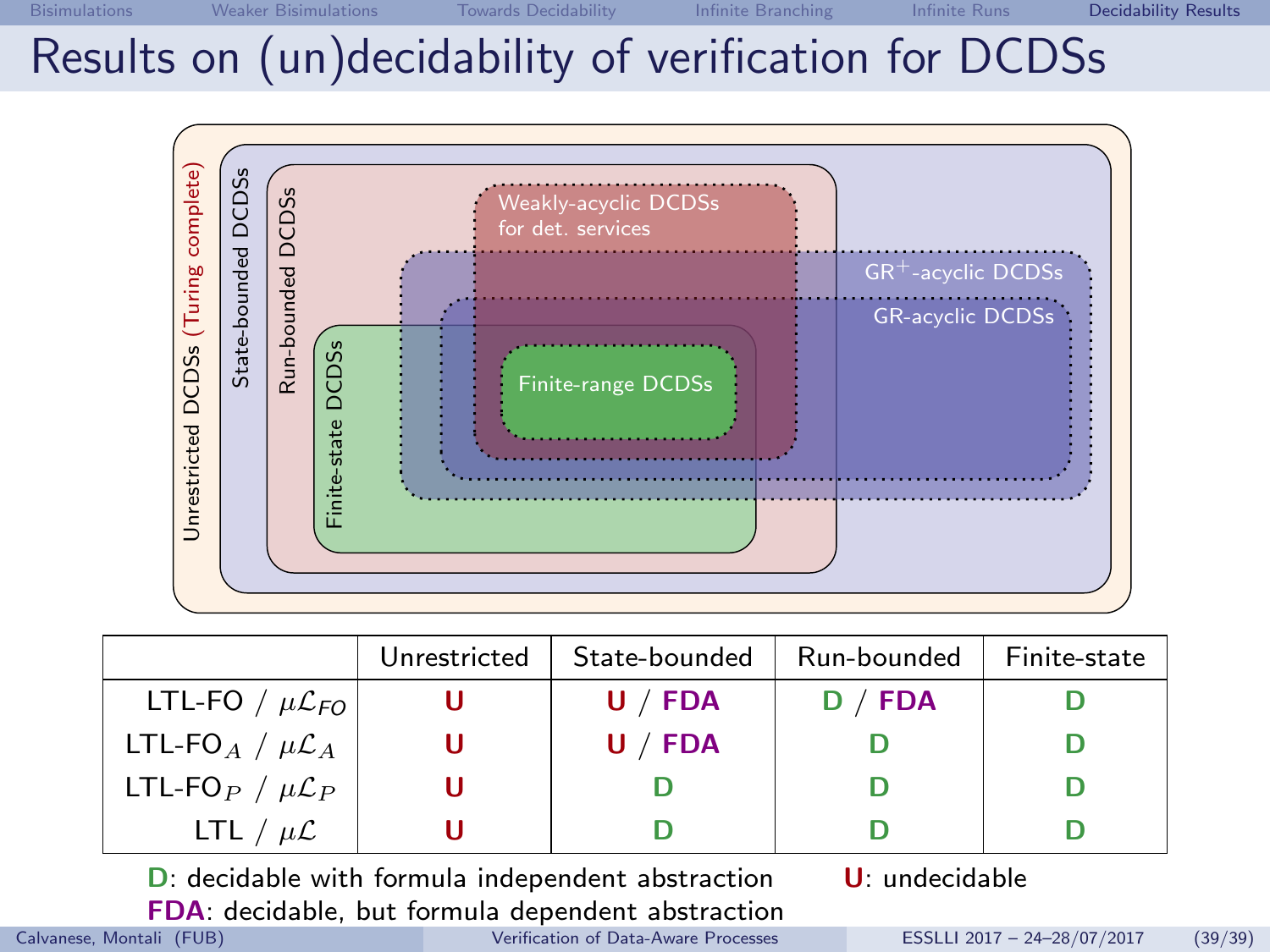# Results on (un)decidability of verification for DCDSs

Unrestricted DCDSs (Turing complete)

State-bounded DCDSs

Run-bounded DCDSs

Finite-state DCDSs

Weakly-acyclic DCDSs for det. services

GR$^+$-acyclic DCDSs

GR-acyclic DCDSs

Finite-range DCDSs

| | Unrestricted | State-bounded | Run-bounded | Finite-state |
|---|---|---|---|---|
| LTL-FO / $\mu\mathcal{L}_{FO}$ | **U** | **U** / **FDA** | **D** / **FDA** | **D** |
| LTL-FO$_A$ / $\mu\mathcal{L}_A$ | **U** | **U** / **FDA** | **D** | **D** |
| LTL-FO$_P$ / $\mu\mathcal{L}_P$ | **U** | **D** | **D** | **D** |
| LTL / $\mu\mathcal{L}$ | **U** | **D** | **D** | **D** |

**D**: decidable with formula independent abstraction  **U**: undecidable

**FDA**: decidable, but formula dependent abstraction